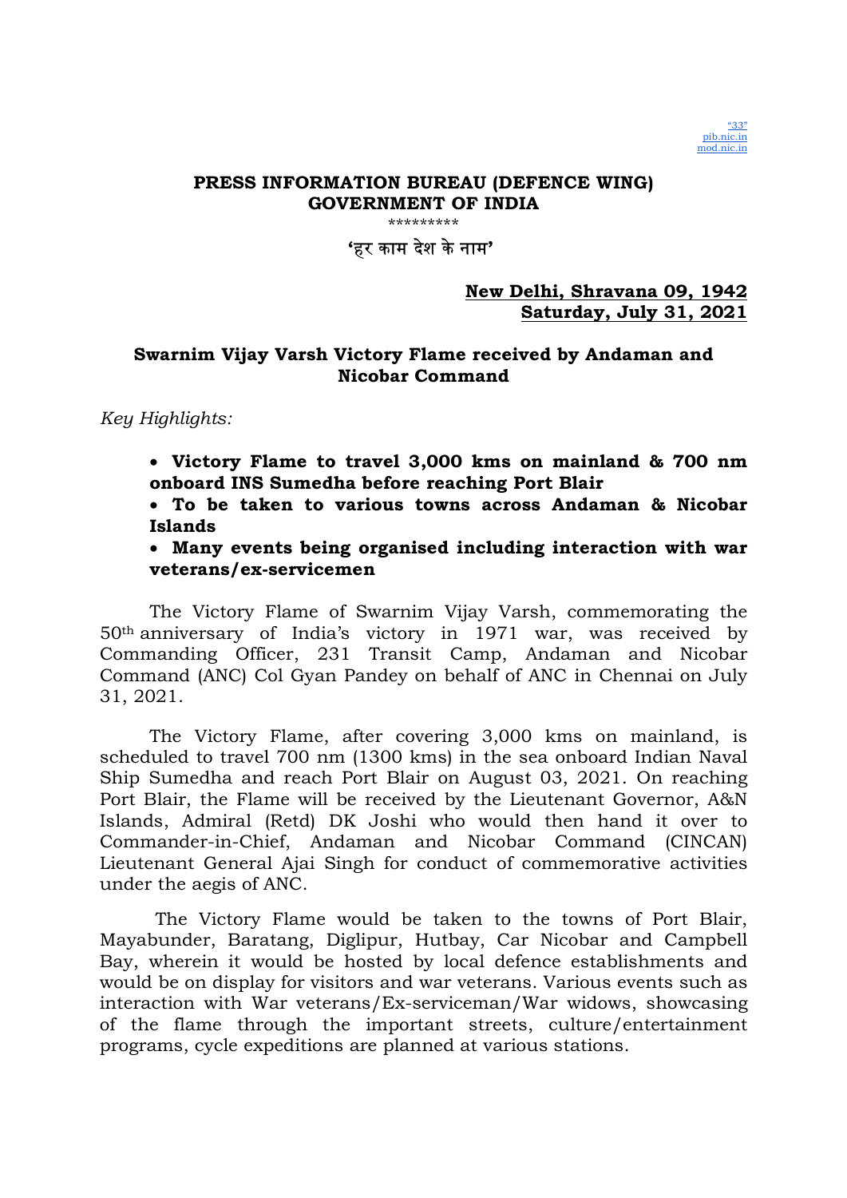"33"
pib.nic.in
mod.nic.in

**PRESS INFORMATION BUREAU (DEFENCE WING)**
**GOVERNMENT OF INDIA**

*********

'हर काम देश के नाम'

**New Delhi, Shravana 09, 1942**
**Saturday, July 31, 2021**

## Swarnim Vijay Varsh Victory Flame received by Andaman and Nicobar Command

*Key Highlights:*

- **Victory Flame to travel 3,000 kms on mainland & 700 nm onboard INS Sumedha before reaching Port Blair**
- **To be taken to various towns across Andaman & Nicobar Islands**
- **Many events being organised including interaction with war veterans/ex-servicemen**

The Victory Flame of Swarnim Vijay Varsh, commemorating the 50th anniversary of India's victory in 1971 war, was received by Commanding Officer, 231 Transit Camp, Andaman and Nicobar Command (ANC) Col Gyan Pandey on behalf of ANC in Chennai on July 31, 2021.

The Victory Flame, after covering 3,000 kms on mainland, is scheduled to travel 700 nm (1300 kms) in the sea onboard Indian Naval Ship Sumedha and reach Port Blair on August 03, 2021. On reaching Port Blair, the Flame will be received by the Lieutenant Governor, A&N Islands, Admiral (Retd) DK Joshi who would then hand it over to Commander-in-Chief, Andaman and Nicobar Command (CINCAN) Lieutenant General Ajai Singh for conduct of commemorative activities under the aegis of ANC.

The Victory Flame would be taken to the towns of Port Blair, Mayabunder, Baratang, Diglipur, Hutbay, Car Nicobar and Campbell Bay, wherein it would be hosted by local defence establishments and would be on display for visitors and war veterans. Various events such as interaction with War veterans/Ex-serviceman/War widows, showcasing of the flame through the important streets, culture/entertainment programs, cycle expeditions are planned at various stations.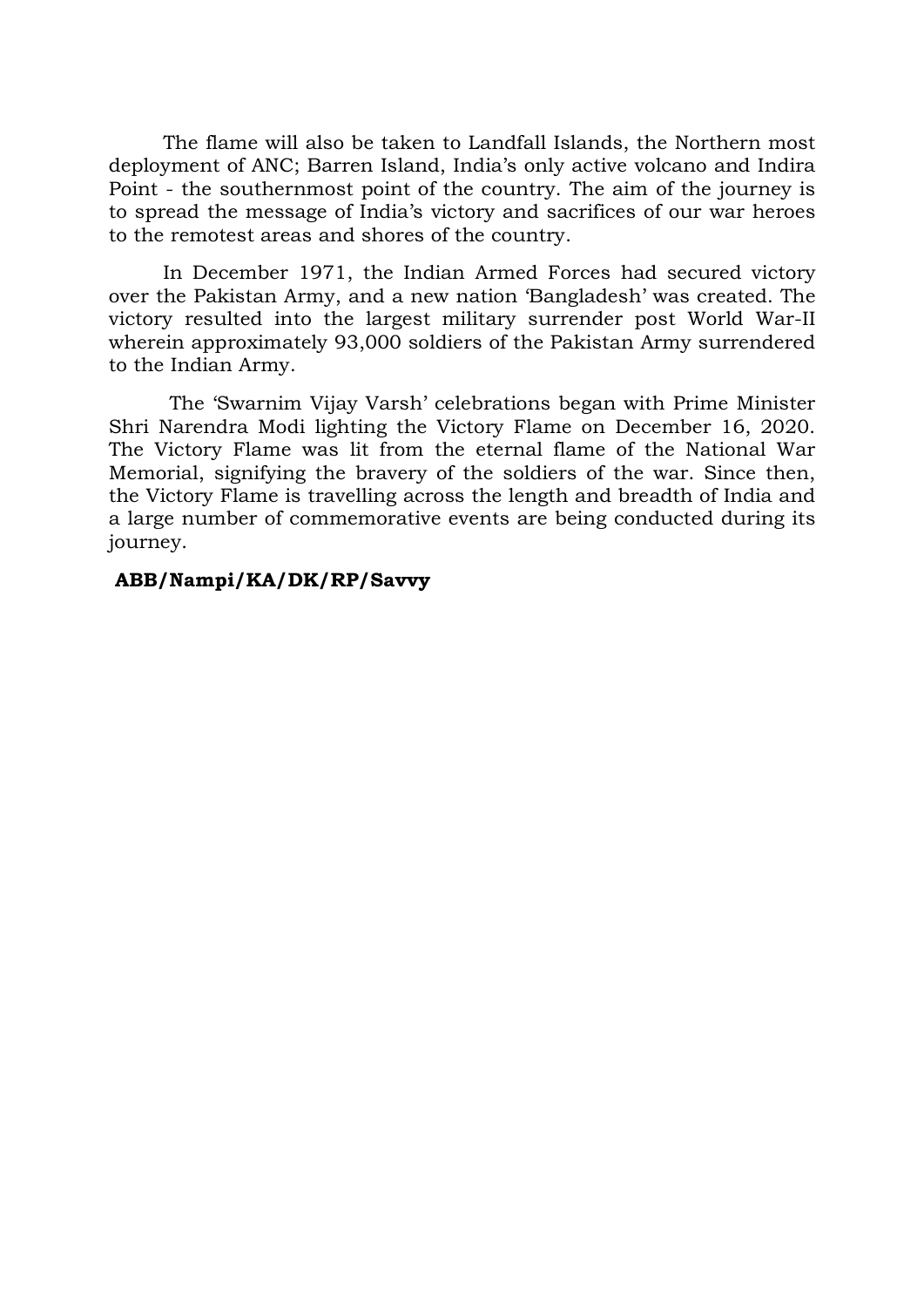The flame will also be taken to Landfall Islands, the Northern most deployment of ANC; Barren Island, India's only active volcano and Indira Point - the southernmost point of the country. The aim of the journey is to spread the message of India's victory and sacrifices of our war heroes to the remotest areas and shores of the country.

In December 1971, the Indian Armed Forces had secured victory over the Pakistan Army, and a new nation 'Bangladesh' was created. The victory resulted into the largest military surrender post World War-II wherein approximately 93,000 soldiers of the Pakistan Army surrendered to the Indian Army.

The 'Swarnim Vijay Varsh' celebrations began with Prime Minister Shri Narendra Modi lighting the Victory Flame on December 16, 2020. The Victory Flame was lit from the eternal flame of the National War Memorial, signifying the bravery of the soldiers of the war. Since then, the Victory Flame is travelling across the length and breadth of India and a large number of commemorative events are being conducted during its journey.

**ABB/Nampi/KA/DK/RP/Savvy**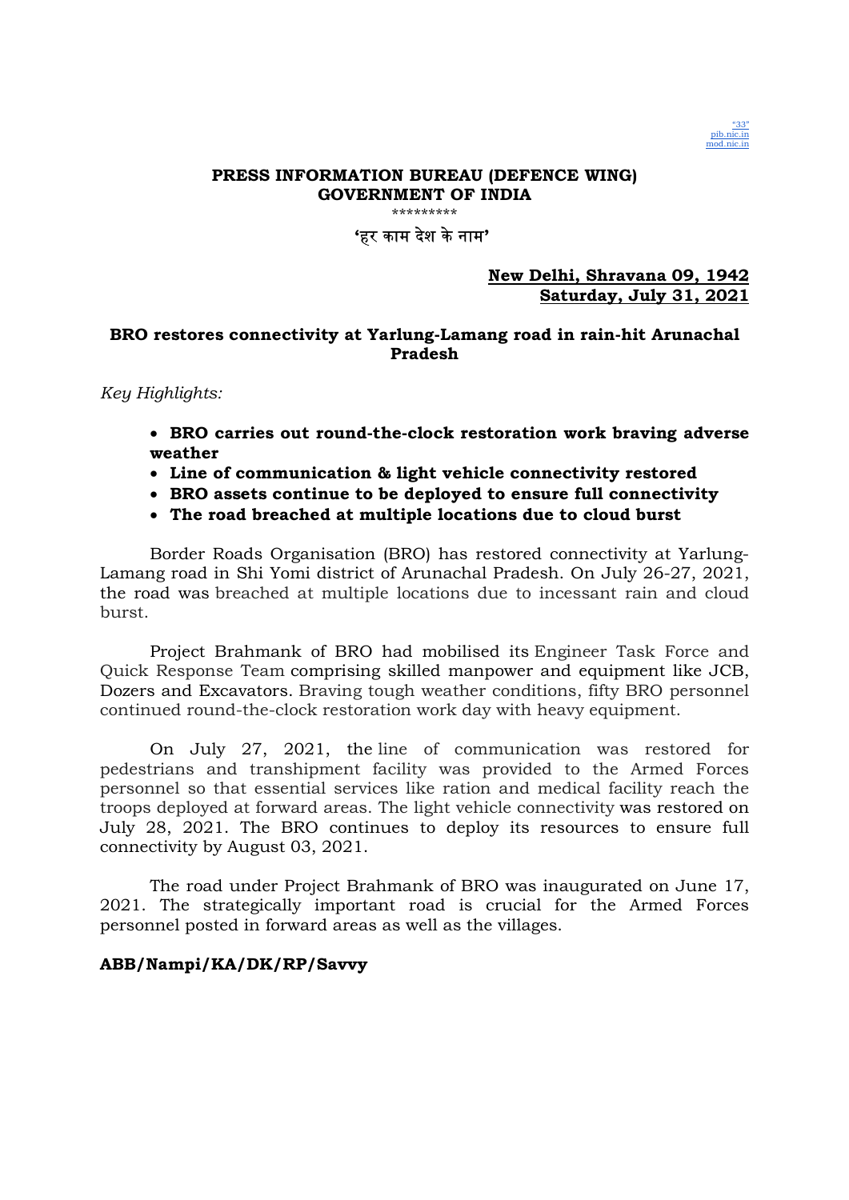**PRESS INFORMATION BUREAU (DEFENCE WING)**
**GOVERNMENT OF INDIA**

\*\*\*\*\*\*\*\*\*

'हर काम देश के नाम'

**New Delhi, Shravana 09, 1942**
**Saturday, July 31, 2021**

## BRO restores connectivity at Yarlung-Lamang road in rain-hit Arunachal Pradesh

*Key Highlights:*

- **BRO carries out round-the-clock restoration work braving adverse weather**
- **Line of communication & light vehicle connectivity restored**
- **BRO assets continue to be deployed to ensure full connectivity**
- **The road breached at multiple locations due to cloud burst**

Border Roads Organisation (BRO) has restored connectivity at Yarlung-Lamang road in Shi Yomi district of Arunachal Pradesh. On July 26-27, 2021, the road was breached at multiple locations due to incessant rain and cloud burst.

Project Brahmank of BRO had mobilised its Engineer Task Force and Quick Response Team comprising skilled manpower and equipment like JCB, Dozers and Excavators. Braving tough weather conditions, fifty BRO personnel continued round-the-clock restoration work day with heavy equipment.

On July 27, 2021, the line of communication was restored for pedestrians and transhipment facility was provided to the Armed Forces personnel so that essential services like ration and medical facility reach the troops deployed at forward areas. The light vehicle connectivity was restored on July 28, 2021. The BRO continues to deploy its resources to ensure full connectivity by August 03, 2021.

The road under Project Brahmank of BRO was inaugurated on June 17, 2021. The strategically important road is crucial for the Armed Forces personnel posted in forward areas as well as the villages.

**ABB/Nampi/KA/DK/RP/Savvy**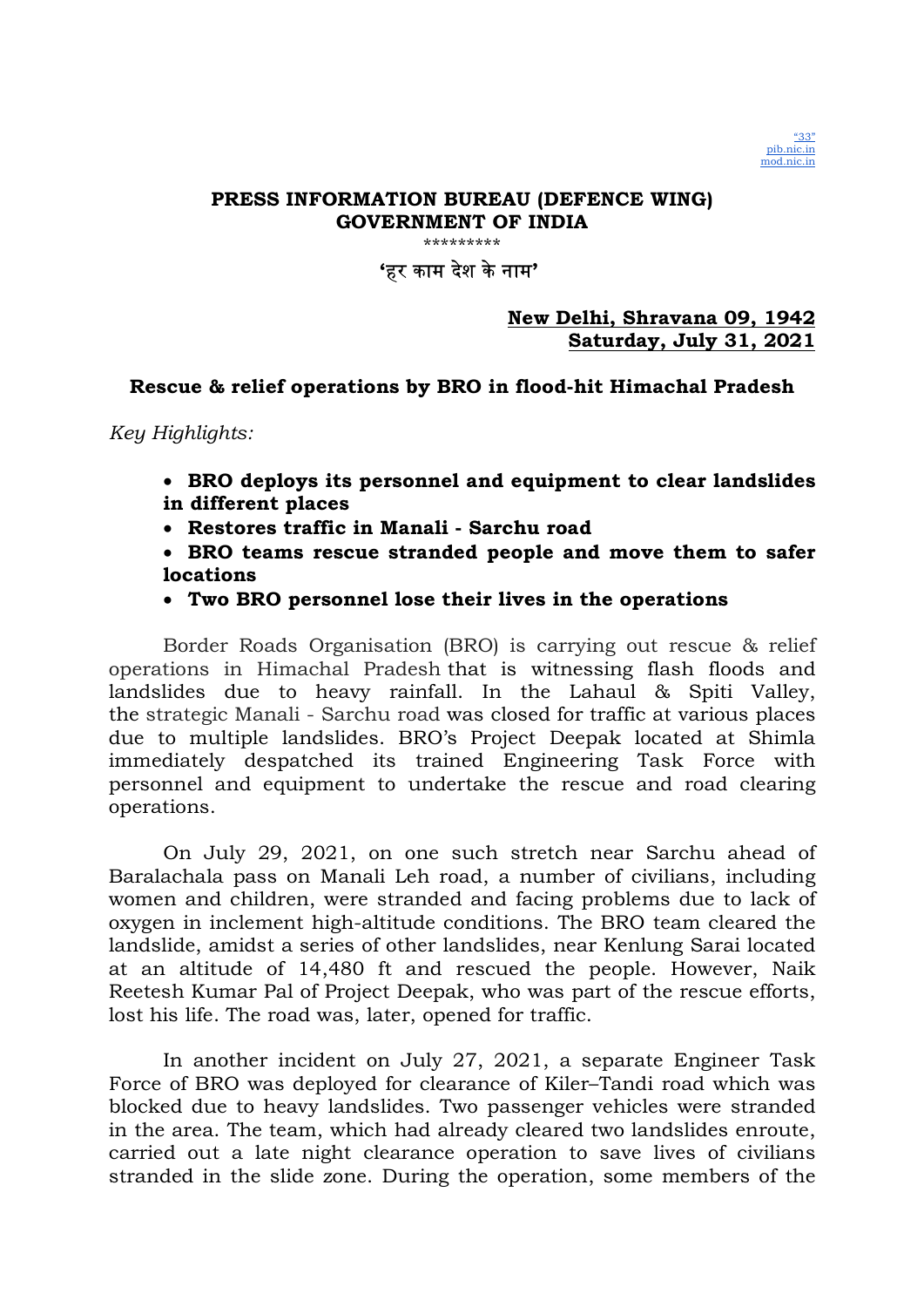“33”
pib.nic.in
mod.nic.in

**PRESS INFORMATION BUREAU (DEFENCE WING)**
**GOVERNMENT OF INDIA**

\*\*\*\*\*\*\*\*\*

**‘हर काम देश के नाम’**

**New Delhi, Shravana 09, 1942**
**Saturday, July 31, 2021**

## Rescue & relief operations by BRO in flood-hit Himachal Pradesh

*Key Highlights:*

- **BRO deploys its personnel and equipment to clear landslides in different places**
- **Restores traffic in Manali - Sarchu road**
- **BRO teams rescue stranded people and move them to safer locations**
- **Two BRO personnel lose their lives in the operations**

Border Roads Organisation (BRO) is carrying out rescue & relief operations in Himachal Pradesh that is witnessing flash floods and landslides due to heavy rainfall. In the Lahaul & Spiti Valley, the strategic Manali - Sarchu road was closed for traffic at various places due to multiple landslides. BRO’s Project Deepak located at Shimla immediately despatched its trained Engineering Task Force with personnel and equipment to undertake the rescue and road clearing operations.

On July 29, 2021, on one such stretch near Sarchu ahead of Baralachala pass on Manali Leh road, a number of civilians, including women and children, were stranded and facing problems due to lack of oxygen in inclement high-altitude conditions. The BRO team cleared the landslide, amidst a series of other landslides, near Kenlung Sarai located at an altitude of 14,480 ft and rescued the people. However, Naik Reetesh Kumar Pal of Project Deepak, who was part of the rescue efforts, lost his life. The road was, later, opened for traffic.

In another incident on July 27, 2021, a separate Engineer Task Force of BRO was deployed for clearance of Kiler–Tandi road which was blocked due to heavy landslides. Two passenger vehicles were stranded in the area. The team, which had already cleared two landslides enroute, carried out a late night clearance operation to save lives of civilians stranded in the slide zone. During the operation, some members of the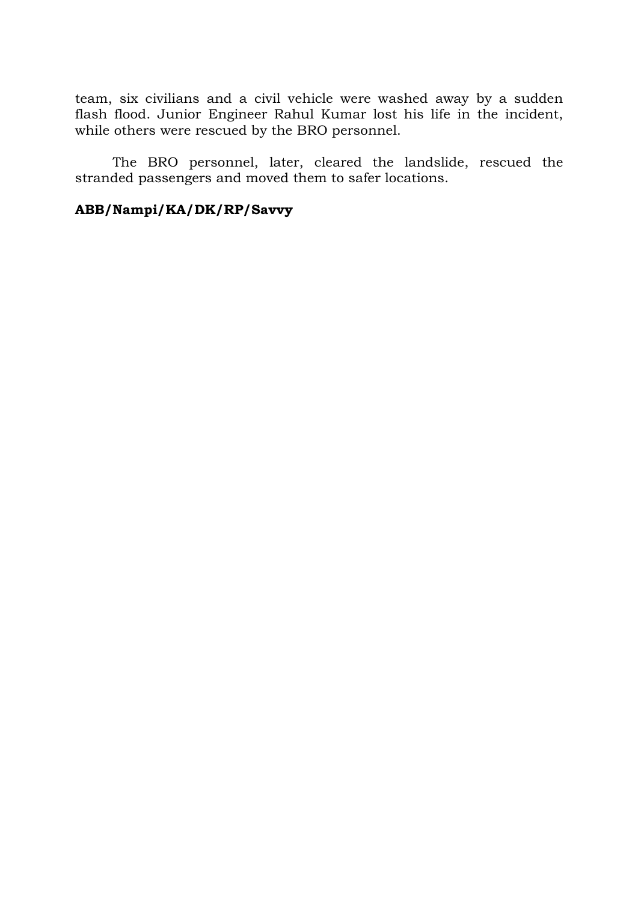team, six civilians and a civil vehicle were washed away by a sudden flash flood. Junior Engineer Rahul Kumar lost his life in the incident, while others were rescued by the BRO personnel.

The BRO personnel, later, cleared the landslide, rescued the stranded passengers and moved them to safer locations.

**ABB/Nampi/KA/DK/RP/Savvy**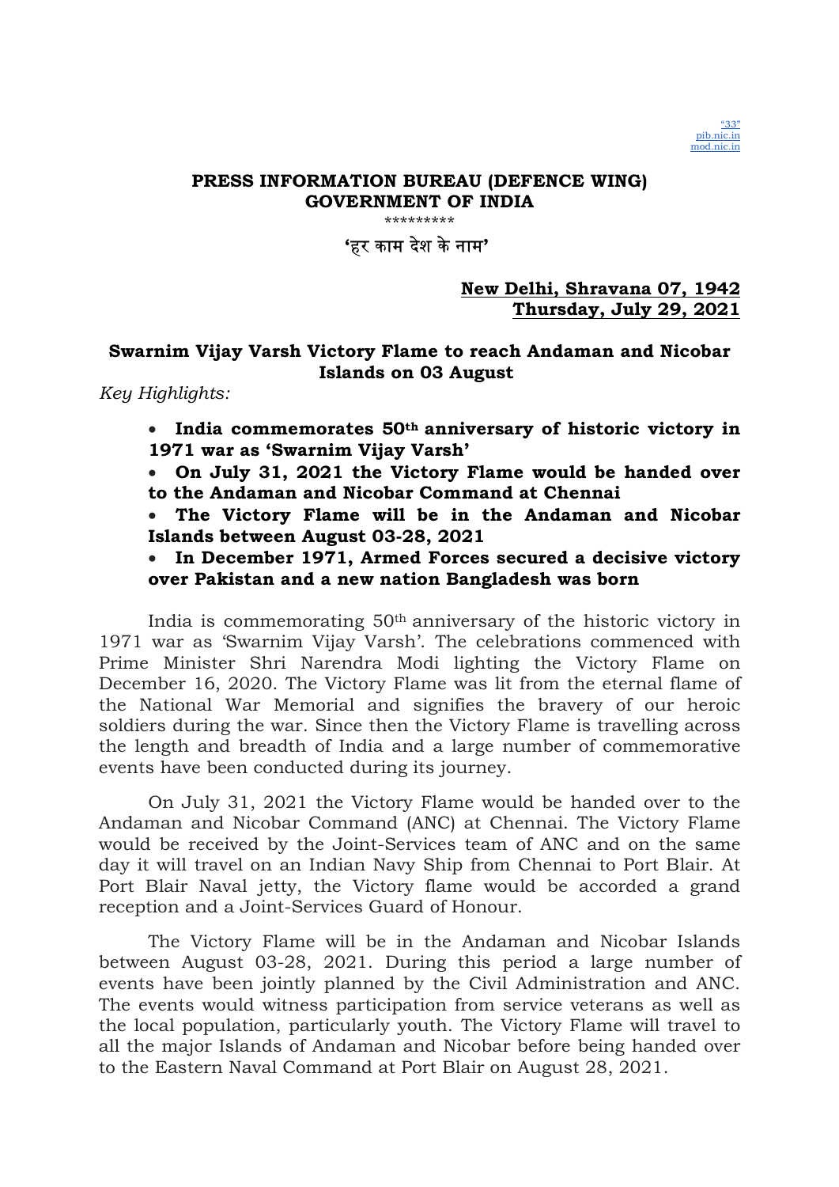"33"
pib.nic.in
mod.nic.in

**PRESS INFORMATION BUREAU (DEFENCE WING)**
**GOVERNMENT OF INDIA**

\*\*\*\*\*\*\*\*\*

**'हर काम देश के नाम'**

**New Delhi, Shravana 07, 1942**
**Thursday, July 29, 2021**

## Swarnim Vijay Varsh Victory Flame to reach Andaman and Nicobar Islands on 03 August

*Key Highlights:*

- **India commemorates 50th anniversary of historic victory in 1971 war as 'Swarnim Vijay Varsh'**
- **On July 31, 2021 the Victory Flame would be handed over to the Andaman and Nicobar Command at Chennai**
- **The Victory Flame will be in the Andaman and Nicobar Islands between August 03-28, 2021**
- **In December 1971, Armed Forces secured a decisive victory over Pakistan and a new nation Bangladesh was born**

India is commemorating 50th anniversary of the historic victory in 1971 war as 'Swarnim Vijay Varsh'. The celebrations commenced with Prime Minister Shri Narendra Modi lighting the Victory Flame on December 16, 2020. The Victory Flame was lit from the eternal flame of the National War Memorial and signifies the bravery of our heroic soldiers during the war. Since then the Victory Flame is travelling across the length and breadth of India and a large number of commemorative events have been conducted during its journey.

On July 31, 2021 the Victory Flame would be handed over to the Andaman and Nicobar Command (ANC) at Chennai. The Victory Flame would be received by the Joint-Services team of ANC and on the same day it will travel on an Indian Navy Ship from Chennai to Port Blair. At Port Blair Naval jetty, the Victory flame would be accorded a grand reception and a Joint-Services Guard of Honour.

The Victory Flame will be in the Andaman and Nicobar Islands between August 03-28, 2021. During this period a large number of events have been jointly planned by the Civil Administration and ANC. The events would witness participation from service veterans as well as the local population, particularly youth. The Victory Flame will travel to all the major Islands of Andaman and Nicobar before being handed over to the Eastern Naval Command at Port Blair on August 28, 2021.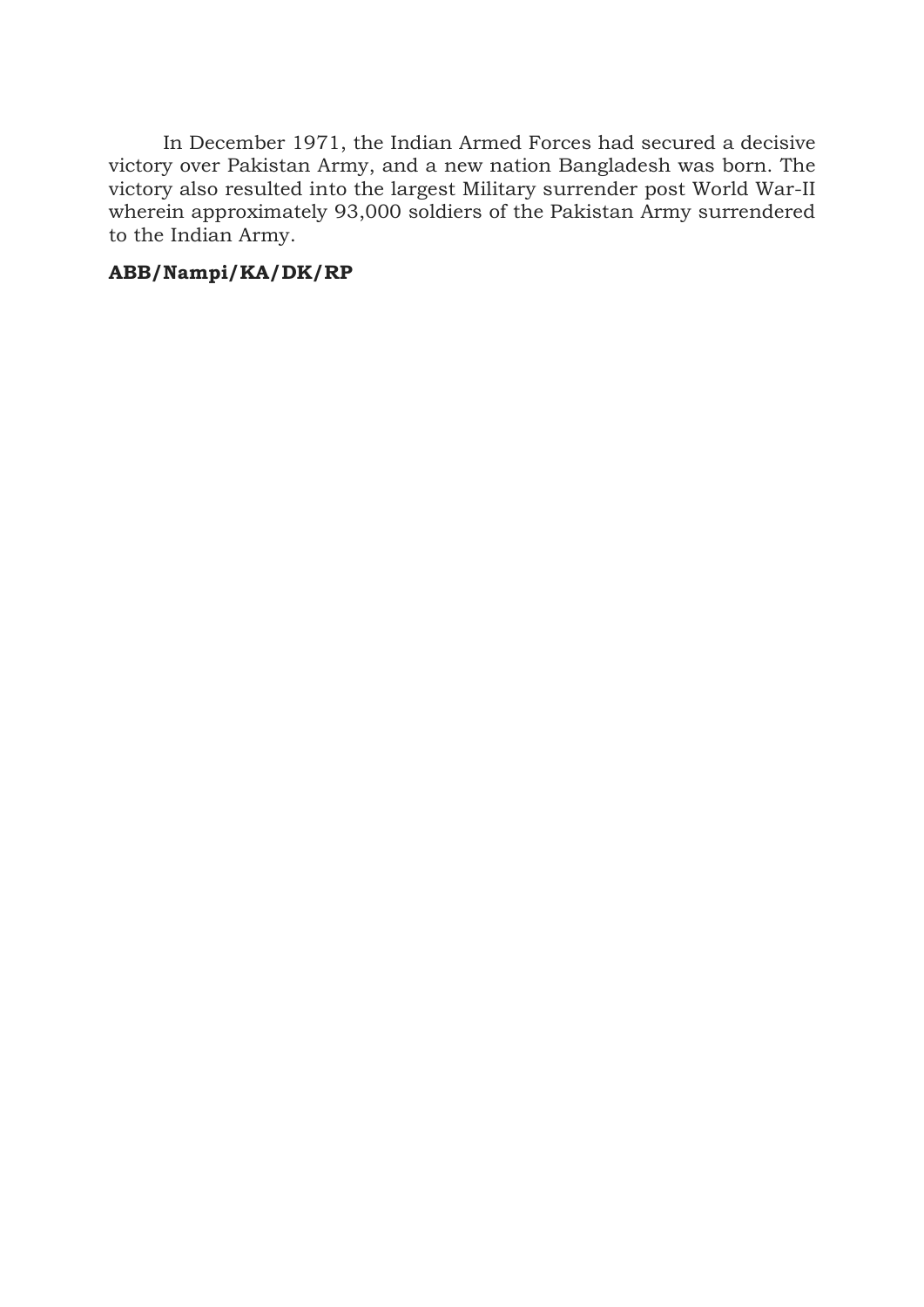In December 1971, the Indian Armed Forces had secured a decisive victory over Pakistan Army, and a new nation Bangladesh was born. The victory also resulted into the largest Military surrender post World War-II wherein approximately 93,000 soldiers of the Pakistan Army surrendered to the Indian Army.

**ABB/Nampi/KA/DK/RP**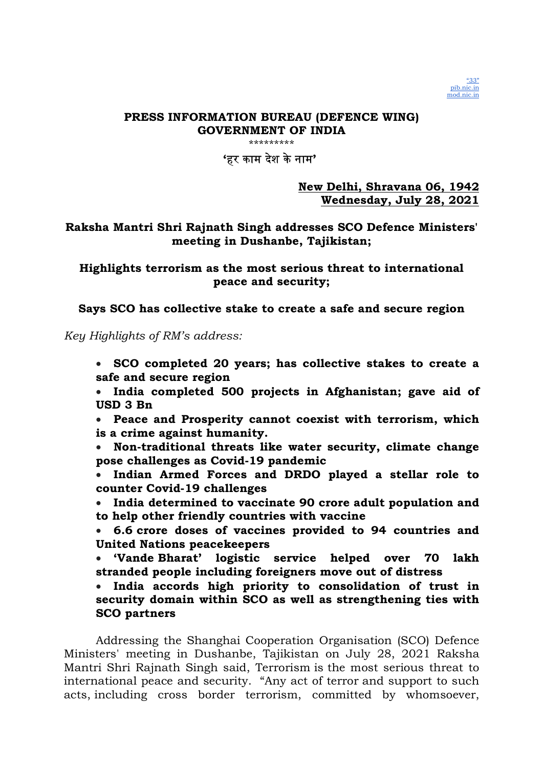"33"
pib.nic.in
mod.nic.in

**PRESS INFORMATION BUREAU (DEFENCE WING)**
**GOVERNMENT OF INDIA**

\*\*\*\*\*\*\*\*\*

**'हर काम देश के नाम'**

**New Delhi, Shravana 06, 1942**
**Wednesday, July 28, 2021**

## Raksha Mantri Shri Rajnath Singh addresses SCO Defence Ministers' meeting in Dushanbe, Tajikistan;

## Highlights terrorism as the most serious threat to international peace and security;

## Says SCO has collective stake to create a safe and secure region

*Key Highlights of RM's address:*

- **SCO completed 20 years; has collective stakes to create a safe and secure region**
- **India completed 500 projects in Afghanistan; gave aid of USD 3 Bn**
- **Peace and Prosperity cannot coexist with terrorism, which is a crime against humanity.**
- **Non-traditional threats like water security, climate change pose challenges as Covid-19 pandemic**
- **Indian Armed Forces and DRDO played a stellar role to counter Covid-19 challenges**
- **India determined to vaccinate 90 crore adult population and to help other friendly countries with vaccine**
- **6.6 crore doses of vaccines provided to 94 countries and United Nations peacekeepers**
- **'Vande Bharat' logistic service helped over 70 lakh stranded people including foreigners move out of distress**
- **India accords high priority to consolidation of trust in security domain within SCO as well as strengthening ties with SCO partners**

Addressing the Shanghai Cooperation Organisation (SCO) Defence Ministers' meeting in Dushanbe, Tajikistan on July 28, 2021 Raksha Mantri Shri Rajnath Singh said, Terrorism is the most serious threat to international peace and security. "Any act of terror and support to such acts, including cross border terrorism, committed by whomsoever,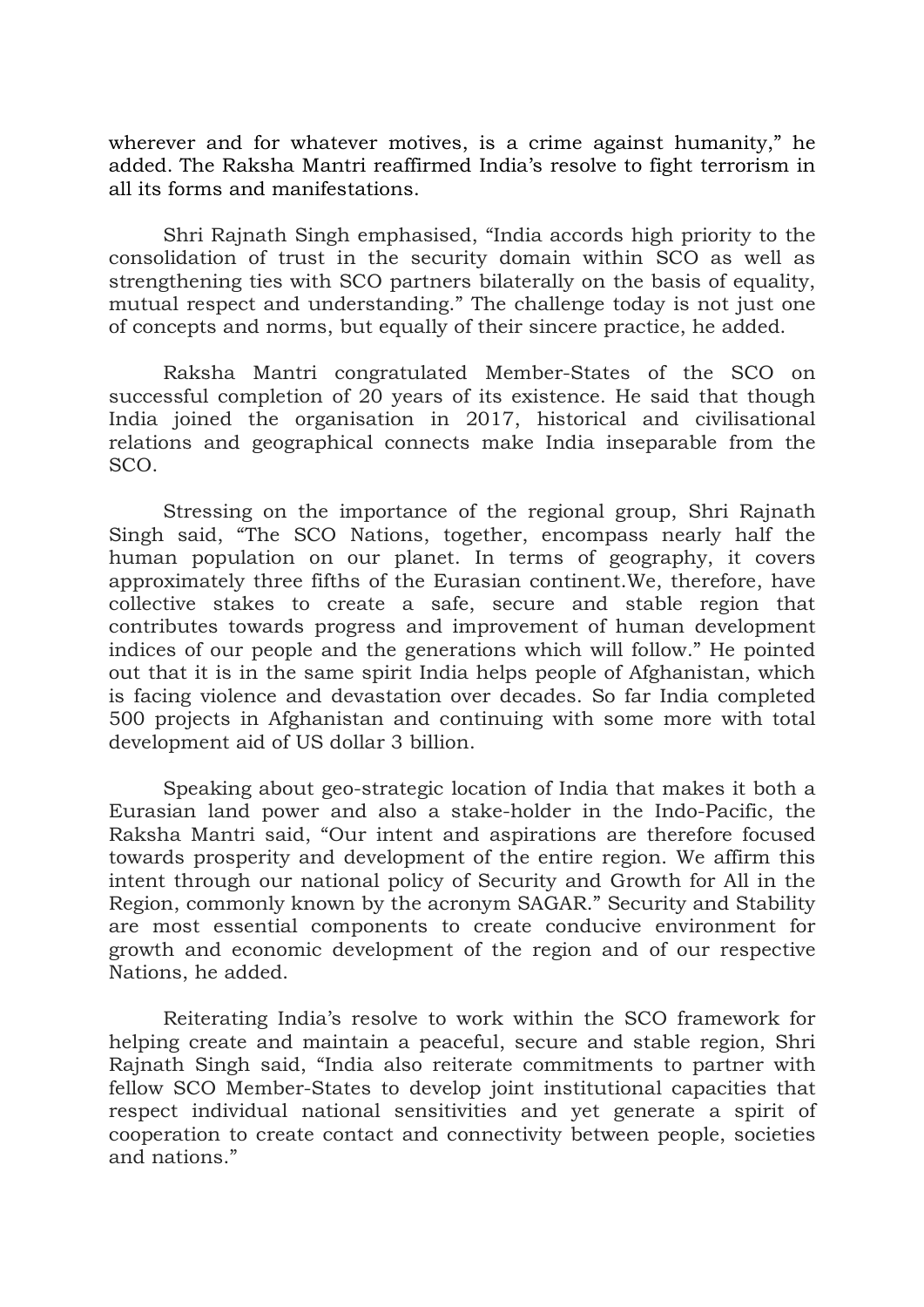wherever and for whatever motives, is a crime against humanity," he added. The Raksha Mantri reaffirmed India's resolve to fight terrorism in all its forms and manifestations.

Shri Rajnath Singh emphasised, "India accords high priority to the consolidation of trust in the security domain within SCO as well as strengthening ties with SCO partners bilaterally on the basis of equality, mutual respect and understanding." The challenge today is not just one of concepts and norms, but equally of their sincere practice, he added.

Raksha Mantri congratulated Member-States of the SCO on successful completion of 20 years of its existence. He said that though India joined the organisation in 2017, historical and civilisational relations and geographical connects make India inseparable from the SCO.

Stressing on the importance of the regional group, Shri Rajnath Singh said, "The SCO Nations, together, encompass nearly half the human population on our planet. In terms of geography, it covers approximately three fifths of the Eurasian continent.We, therefore, have collective stakes to create a safe, secure and stable region that contributes towards progress and improvement of human development indices of our people and the generations which will follow." He pointed out that it is in the same spirit India helps people of Afghanistan, which is facing violence and devastation over decades. So far India completed 500 projects in Afghanistan and continuing with some more with total development aid of US dollar 3 billion.

Speaking about geo-strategic location of India that makes it both a Eurasian land power and also a stake-holder in the Indo-Pacific, the Raksha Mantri said, "Our intent and aspirations are therefore focused towards prosperity and development of the entire region. We affirm this intent through our national policy of Security and Growth for All in the Region, commonly known by the acronym SAGAR." Security and Stability are most essential components to create conducive environment for growth and economic development of the region and of our respective Nations, he added.

Reiterating India's resolve to work within the SCO framework for helping create and maintain a peaceful, secure and stable region, Shri Rajnath Singh said, "India also reiterate commitments to partner with fellow SCO Member-States to develop joint institutional capacities that respect individual national sensitivities and yet generate a spirit of cooperation to create contact and connectivity between people, societies and nations."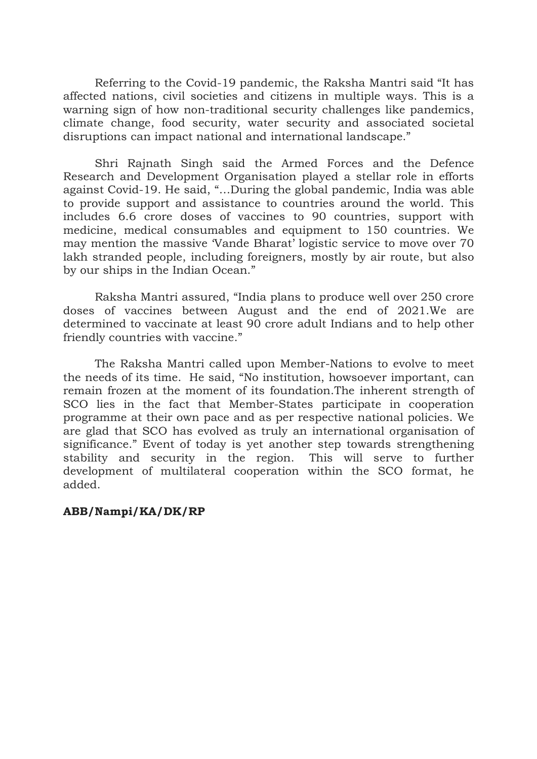Referring to the Covid-19 pandemic, the Raksha Mantri said "It has affected nations, civil societies and citizens in multiple ways. This is a warning sign of how non-traditional security challenges like pandemics, climate change, food security, water security and associated societal disruptions can impact national and international landscape."

Shri Rajnath Singh said the Armed Forces and the Defence Research and Development Organisation played a stellar role in efforts against Covid-19. He said, "…During the global pandemic, India was able to provide support and assistance to countries around the world. This includes 6.6 crore doses of vaccines to 90 countries, support with medicine, medical consumables and equipment to 150 countries. We may mention the massive 'Vande Bharat' logistic service to move over 70 lakh stranded people, including foreigners, mostly by air route, but also by our ships in the Indian Ocean."

Raksha Mantri assured, "India plans to produce well over 250 crore doses of vaccines between August and the end of 2021.We are determined to vaccinate at least 90 crore adult Indians and to help other friendly countries with vaccine."

The Raksha Mantri called upon Member-Nations to evolve to meet the needs of its time. He said, "No institution, howsoever important, can remain frozen at the moment of its foundation.The inherent strength of SCO lies in the fact that Member-States participate in cooperation programme at their own pace and as per respective national policies. We are glad that SCO has evolved as truly an international organisation of significance." Event of today is yet another step towards strengthening stability and security in the region. This will serve to further development of multilateral cooperation within the SCO format, he added.

**ABB/Nampi/KA/DK/RP**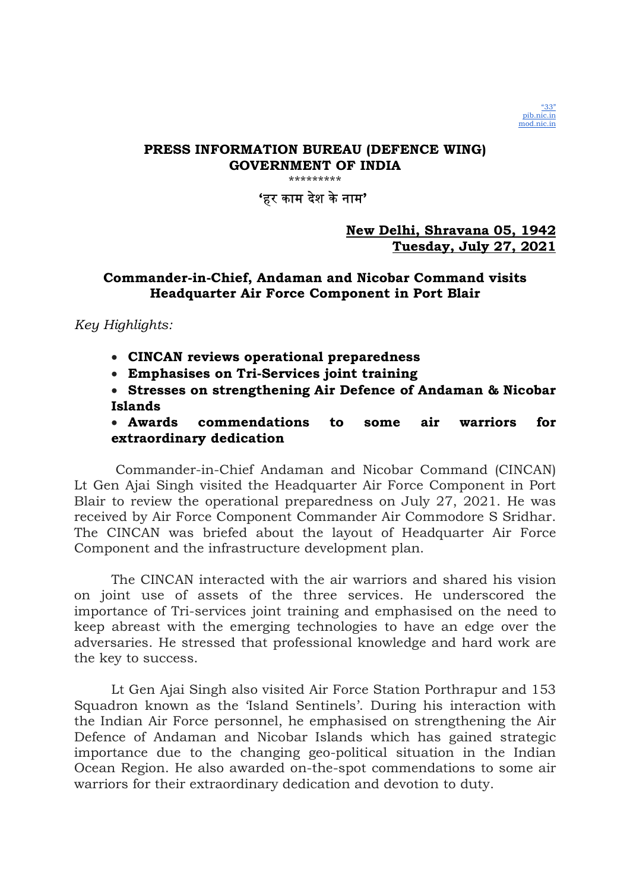"33"
pib.nic.in
mod.nic.in

**PRESS INFORMATION BUREAU (DEFENCE WING)**
**GOVERNMENT OF INDIA**

\*\*\*\*\*\*\*\*\*

**'हर काम देश के नाम'**

**New Delhi, Shravana 05, 1942**
**Tuesday, July 27, 2021**

## Commander-in-Chief, Andaman and Nicobar Command visits Headquarter Air Force Component in Port Blair

*Key Highlights:*

- **CINCAN reviews operational preparedness**
- **Emphasises on Tri-Services joint training**
- **Stresses on strengthening Air Defence of Andaman & Nicobar Islands**
- **Awards commendations to some air warriors for extraordinary dedication**

Commander-in-Chief Andaman and Nicobar Command (CINCAN) Lt Gen Ajai Singh visited the Headquarter Air Force Component in Port Blair to review the operational preparedness on July 27, 2021. He was received by Air Force Component Commander Air Commodore S Sridhar. The CINCAN was briefed about the layout of Headquarter Air Force Component and the infrastructure development plan.

The CINCAN interacted with the air warriors and shared his vision on joint use of assets of the three services. He underscored the importance of Tri-services joint training and emphasised on the need to keep abreast with the emerging technologies to have an edge over the adversaries. He stressed that professional knowledge and hard work are the key to success.

Lt Gen Ajai Singh also visited Air Force Station Porthrapur and 153 Squadron known as the 'Island Sentinels'. During his interaction with the Indian Air Force personnel, he emphasised on strengthening the Air Defence of Andaman and Nicobar Islands which has gained strategic importance due to the changing geo-political situation in the Indian Ocean Region. He also awarded on-the-spot commendations to some air warriors for their extraordinary dedication and devotion to duty.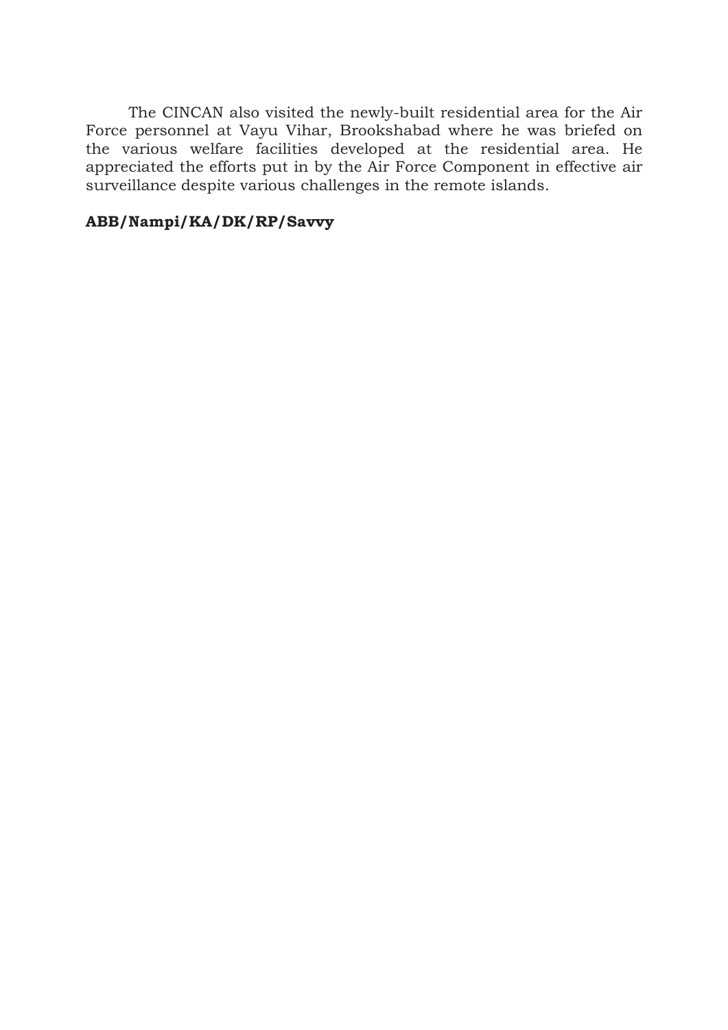The CINCAN also visited the newly-built residential area for the Air Force personnel at Vayu Vihar, Brookshabad where he was briefed on the various welfare facilities developed at the residential area. He appreciated the efforts put in by the Air Force Component in effective air surveillance despite various challenges in the remote islands.

**ABB/Nampi/KA/DK/RP/Savvy**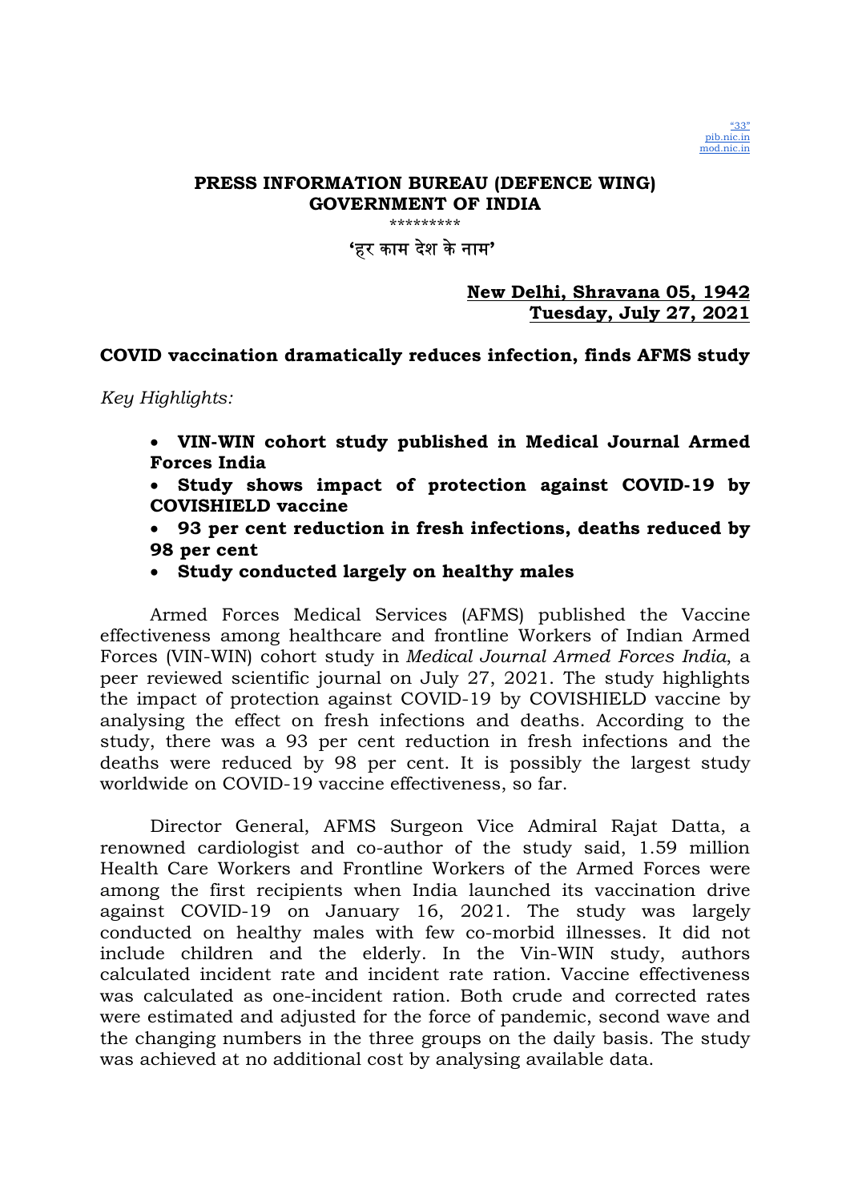"33"
pib.nic.in
mod.nic.in

**PRESS INFORMATION BUREAU (DEFENCE WING)**
**GOVERNMENT OF INDIA**

\*\*\*\*\*\*\*\*\*

**'हर काम देश के नाम'**

**New Delhi, Shravana 05, 1942**
**Tuesday, July 27, 2021**

## COVID vaccination dramatically reduces infection, finds AFMS study

*Key Highlights:*

- **VIN-WIN cohort study published in Medical Journal Armed Forces India**
- **Study shows impact of protection against COVID-19 by COVISHIELD vaccine**
- **93 per cent reduction in fresh infections, deaths reduced by 98 per cent**
- **Study conducted largely on healthy males**

Armed Forces Medical Services (AFMS) published the Vaccine effectiveness among healthcare and frontline Workers of Indian Armed Forces (VIN-WIN) cohort study in *Medical Journal Armed Forces India*, a peer reviewed scientific journal on July 27, 2021. The study highlights the impact of protection against COVID-19 by COVISHIELD vaccine by analysing the effect on fresh infections and deaths. According to the study, there was a 93 per cent reduction in fresh infections and the deaths were reduced by 98 per cent. It is possibly the largest study worldwide on COVID-19 vaccine effectiveness, so far.

Director General, AFMS Surgeon Vice Admiral Rajat Datta, a renowned cardiologist and co-author of the study said, 1.59 million Health Care Workers and Frontline Workers of the Armed Forces were among the first recipients when India launched its vaccination drive against COVID-19 on January 16, 2021. The study was largely conducted on healthy males with few co-morbid illnesses. It did not include children and the elderly. In the Vin-WIN study, authors calculated incident rate and incident rate ration. Vaccine effectiveness was calculated as one-incident ration. Both crude and corrected rates were estimated and adjusted for the force of pandemic, second wave and the changing numbers in the three groups on the daily basis. The study was achieved at no additional cost by analysing available data.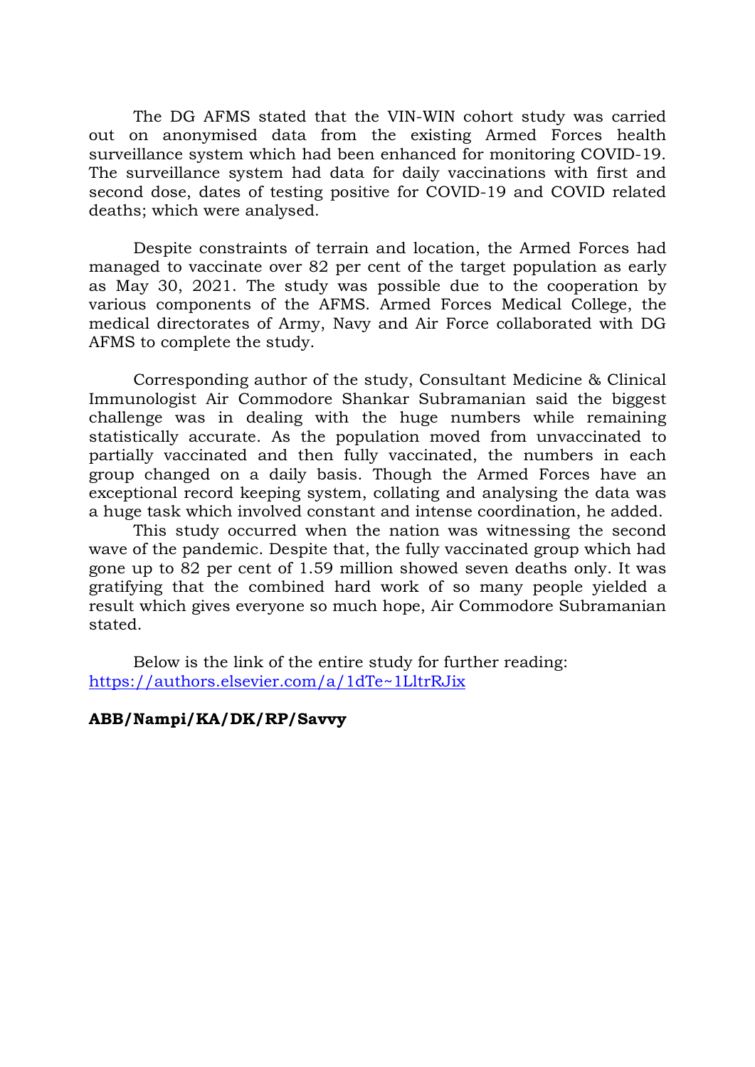The DG AFMS stated that the VIN-WIN cohort study was carried out on anonymised data from the existing Armed Forces health surveillance system which had been enhanced for monitoring COVID-19. The surveillance system had data for daily vaccinations with first and second dose, dates of testing positive for COVID-19 and COVID related deaths; which were analysed.

Despite constraints of terrain and location, the Armed Forces had managed to vaccinate over 82 per cent of the target population as early as May 30, 2021. The study was possible due to the cooperation by various components of the AFMS. Armed Forces Medical College, the medical directorates of Army, Navy and Air Force collaborated with DG AFMS to complete the study.

Corresponding author of the study, Consultant Medicine & Clinical Immunologist Air Commodore Shankar Subramanian said the biggest challenge was in dealing with the huge numbers while remaining statistically accurate. As the population moved from unvaccinated to partially vaccinated and then fully vaccinated, the numbers in each group changed on a daily basis. Though the Armed Forces have an exceptional record keeping system, collating and analysing the data was a huge task which involved constant and intense coordination, he added.

This study occurred when the nation was witnessing the second wave of the pandemic. Despite that, the fully vaccinated group which had gone up to 82 per cent of 1.59 million showed seven deaths only. It was gratifying that the combined hard work of so many people yielded a result which gives everyone so much hope, Air Commodore Subramanian stated.

Below is the link of the entire study for further reading: https://authors.elsevier.com/a/1dTe~1LltrRJix

**ABB/Nampi/KA/DK/RP/Savvy**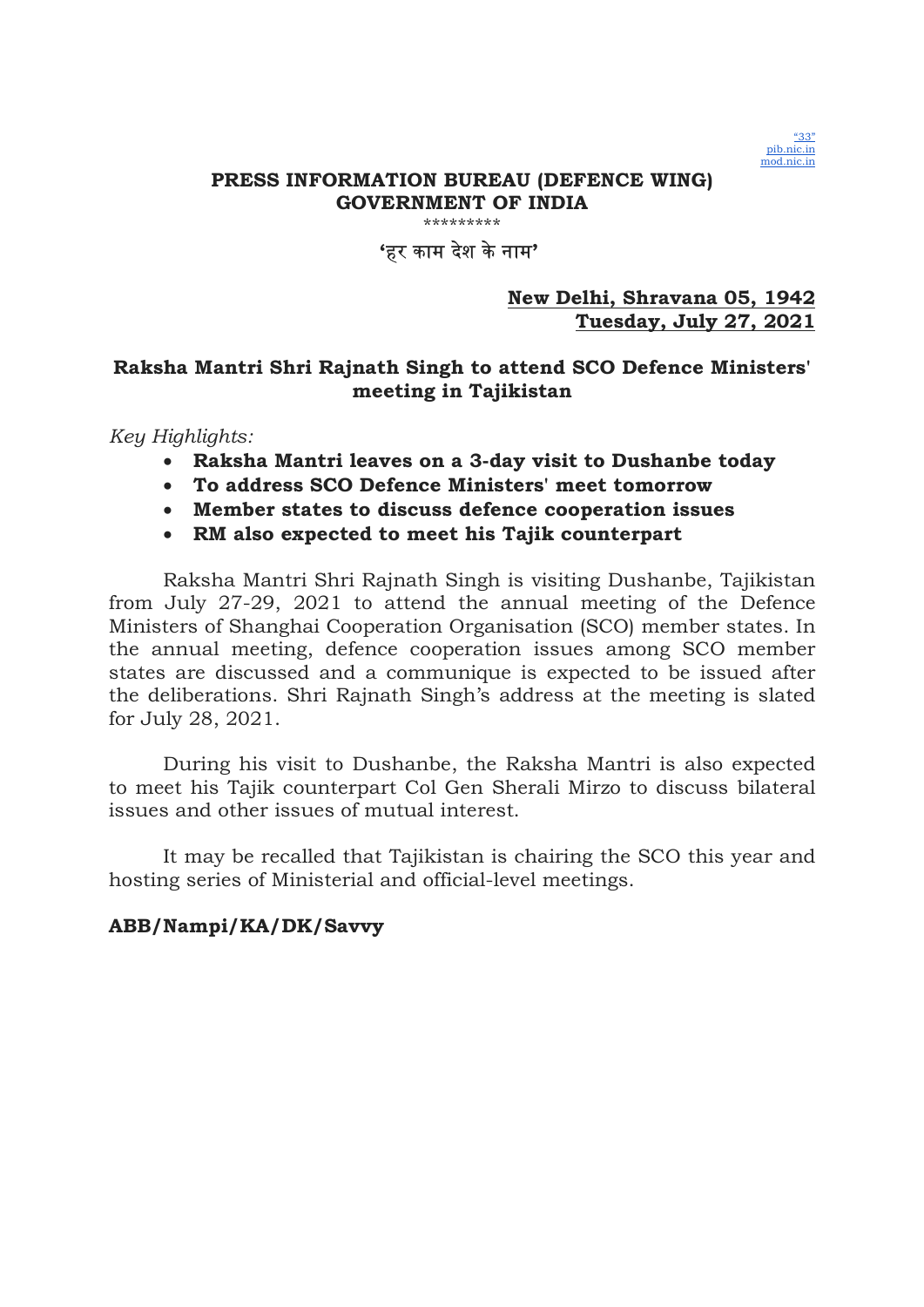"33"
pib.nic.in
mod.nic.in

**PRESS INFORMATION BUREAU (DEFENCE WING)**
**GOVERNMENT OF INDIA**

\*\*\*\*\*\*\*\*\*

**'हर काम देश के नाम'**

**New Delhi, Shravana 05, 1942**
**Tuesday, July 27, 2021**

## Raksha Mantri Shri Rajnath Singh to attend SCO Defence Ministers' meeting in Tajikistan

*Key Highlights:*

- **Raksha Mantri leaves on a 3-day visit to Dushanbe today**
- **To address SCO Defence Ministers' meet tomorrow**
- **Member states to discuss defence cooperation issues**
- **RM also expected to meet his Tajik counterpart**

Raksha Mantri Shri Rajnath Singh is visiting Dushanbe, Tajikistan from July 27-29, 2021 to attend the annual meeting of the Defence Ministers of Shanghai Cooperation Organisation (SCO) member states. In the annual meeting, defence cooperation issues among SCO member states are discussed and a communique is expected to be issued after the deliberations. Shri Rajnath Singh's address at the meeting is slated for July 28, 2021.

During his visit to Dushanbe, the Raksha Mantri is also expected to meet his Tajik counterpart Col Gen Sherali Mirzo to discuss bilateral issues and other issues of mutual interest.

It may be recalled that Tajikistan is chairing the SCO this year and hosting series of Ministerial and official-level meetings.

**ABB/Nampi/KA/DK/Savvy**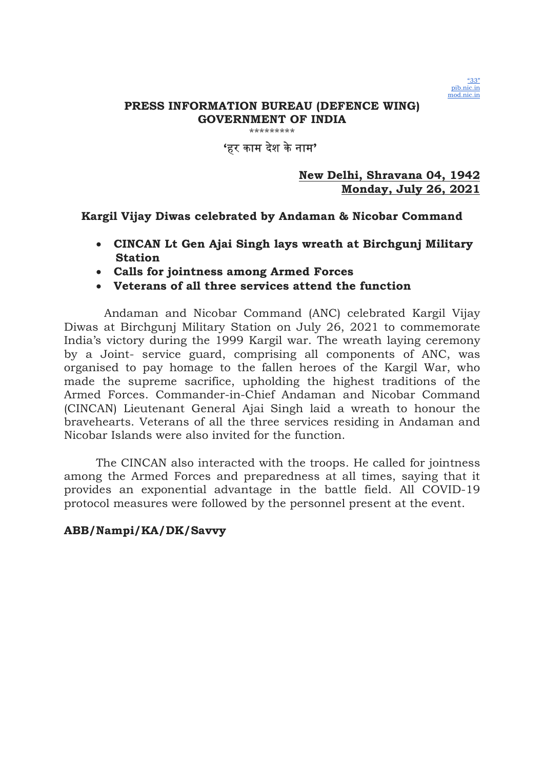"33"
pib.nic.in
mod.nic.in

**PRESS INFORMATION BUREAU (DEFENCE WING)**
**GOVERNMENT OF INDIA**

*********

**'हर काम देश के नाम'**

**New Delhi, Shravana 04, 1942**
**Monday, July 26, 2021**

## Kargil Vijay Diwas celebrated by Andaman & Nicobar Command

- **CINCAN Lt Gen Ajai Singh lays wreath at Birchgunj Military Station**
- **Calls for jointness among Armed Forces**
- **Veterans of all three services attend the function**

Andaman and Nicobar Command (ANC) celebrated Kargil Vijay Diwas at Birchgunj Military Station on July 26, 2021 to commemorate India's victory during the 1999 Kargil war. The wreath laying ceremony by a Joint- service guard, comprising all components of ANC, was organised to pay homage to the fallen heroes of the Kargil War, who made the supreme sacrifice, upholding the highest traditions of the Armed Forces. Commander-in-Chief Andaman and Nicobar Command (CINCAN) Lieutenant General Ajai Singh laid a wreath to honour the bravehearts. Veterans of all the three services residing in Andaman and Nicobar Islands were also invited for the function.

The CINCAN also interacted with the troops. He called for jointness among the Armed Forces and preparedness at all times, saying that it provides an exponential advantage in the battle field. All COVID-19 protocol measures were followed by the personnel present at the event.

**ABB/Nampi/KA/DK/Savvy**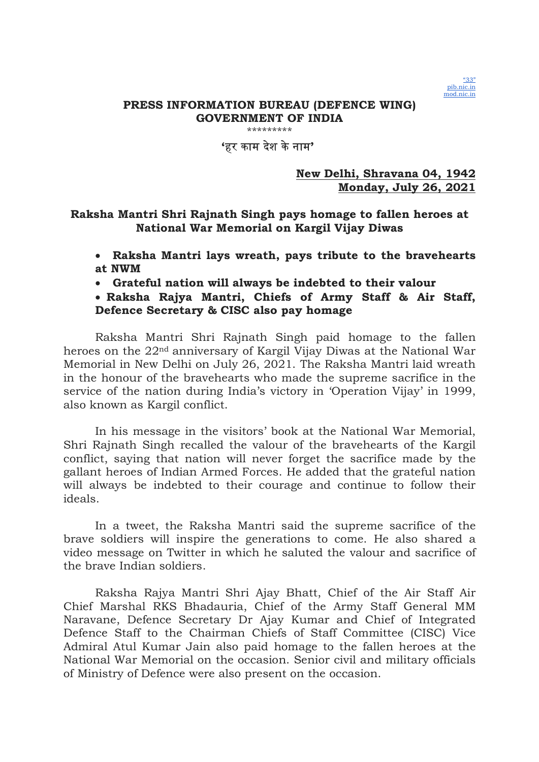"33"
pib.nic.in
mod.nic.in

**PRESS INFORMATION BUREAU (DEFENCE WING)**
**GOVERNMENT OF INDIA**

\*\*\*\*\*\*\*\*\*

**'हर काम देश के नाम'**

**New Delhi, Shravana 04, 1942**
**Monday, July 26, 2021**

## Raksha Mantri Shri Rajnath Singh pays homage to fallen heroes at National War Memorial on Kargil Vijay Diwas

- **Raksha Mantri lays wreath, pays tribute to the bravehearts at NWM**
- **Grateful nation will always be indebted to their valour**
- **Raksha Rajya Mantri, Chiefs of Army Staff & Air Staff, Defence Secretary & CISC also pay homage**

Raksha Mantri Shri Rajnath Singh paid homage to the fallen heroes on the 22nd anniversary of Kargil Vijay Diwas at the National War Memorial in New Delhi on July 26, 2021. The Raksha Mantri laid wreath in the honour of the bravehearts who made the supreme sacrifice in the service of the nation during India's victory in 'Operation Vijay' in 1999, also known as Kargil conflict.

In his message in the visitors' book at the National War Memorial, Shri Rajnath Singh recalled the valour of the bravehearts of the Kargil conflict, saying that nation will never forget the sacrifice made by the gallant heroes of Indian Armed Forces. He added that the grateful nation will always be indebted to their courage and continue to follow their ideals.

In a tweet, the Raksha Mantri said the supreme sacrifice of the brave soldiers will inspire the generations to come. He also shared a video message on Twitter in which he saluted the valour and sacrifice of the brave Indian soldiers.

Raksha Rajya Mantri Shri Ajay Bhatt, Chief of the Air Staff Air Chief Marshal RKS Bhadauria, Chief of the Army Staff General MM Naravane, Defence Secretary Dr Ajay Kumar and Chief of Integrated Defence Staff to the Chairman Chiefs of Staff Committee (CISC) Vice Admiral Atul Kumar Jain also paid homage to the fallen heroes at the National War Memorial on the occasion. Senior civil and military officials of Ministry of Defence were also present on the occasion.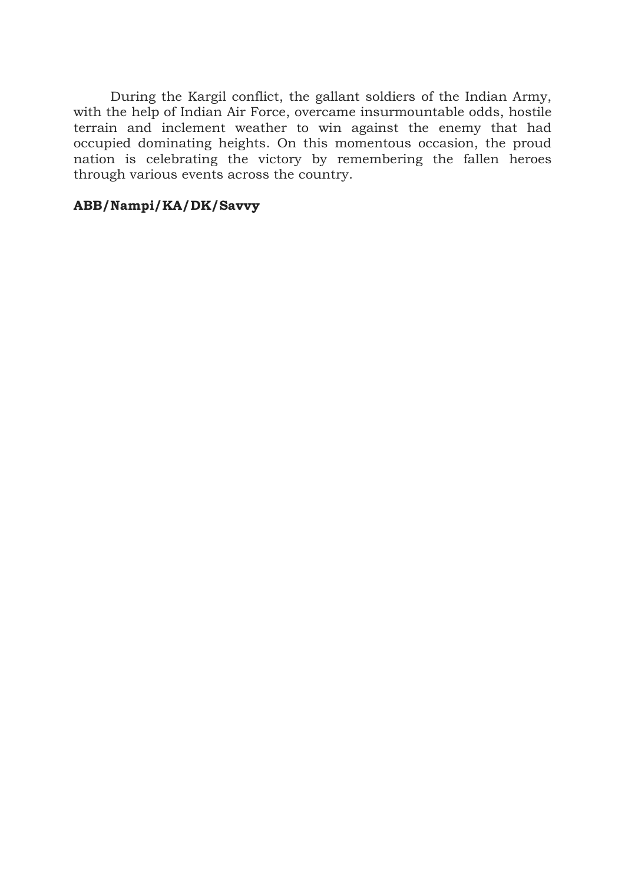During the Kargil conflict, the gallant soldiers of the Indian Army, with the help of Indian Air Force, overcame insurmountable odds, hostile terrain and inclement weather to win against the enemy that had occupied dominating heights. On this momentous occasion, the proud nation is celebrating the victory by remembering the fallen heroes through various events across the country.

**ABB/Nampi/KA/DK/Savvy**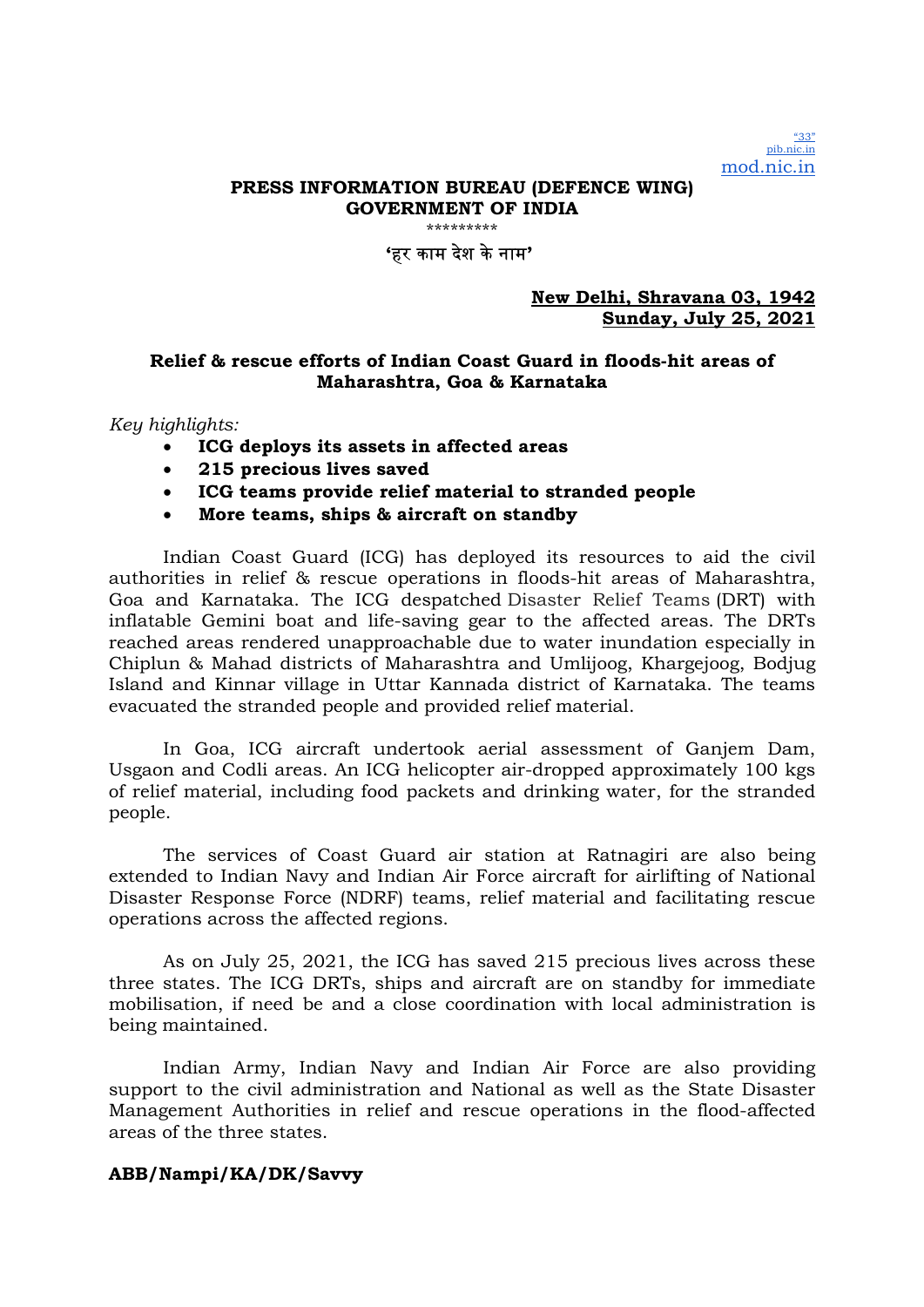"33"
pib.nic.in
mod.nic.in

**PRESS INFORMATION BUREAU (DEFENCE WING)**
**GOVERNMENT OF INDIA**

\*\*\*\*\*\*\*\*\*

**'हर काम देश के नाम'**

**New Delhi, Shravana 03, 1942**
**Sunday, July 25, 2021**

## Relief & rescue efforts of Indian Coast Guard in floods-hit areas of Maharashtra, Goa & Karnataka

*Key highlights:*

- **ICG deploys its assets in affected areas**
- **215 precious lives saved**
- **ICG teams provide relief material to stranded people**
- **More teams, ships & aircraft on standby**

Indian Coast Guard (ICG) has deployed its resources to aid the civil authorities in relief & rescue operations in floods-hit areas of Maharashtra, Goa and Karnataka. The ICG despatched Disaster Relief Teams (DRT) with inflatable Gemini boat and life-saving gear to the affected areas. The DRTs reached areas rendered unapproachable due to water inundation especially in Chiplun & Mahad districts of Maharashtra and Umlijoog, Khargejoog, Bodjug Island and Kinnar village in Uttar Kannada district of Karnataka. The teams evacuated the stranded people and provided relief material.

In Goa, ICG aircraft undertook aerial assessment of Ganjem Dam, Usgaon and Codli areas. An ICG helicopter air-dropped approximately 100 kgs of relief material, including food packets and drinking water, for the stranded people.

The services of Coast Guard air station at Ratnagiri are also being extended to Indian Navy and Indian Air Force aircraft for airlifting of National Disaster Response Force (NDRF) teams, relief material and facilitating rescue operations across the affected regions.

As on July 25, 2021, the ICG has saved 215 precious lives across these three states. The ICG DRTs, ships and aircraft are on standby for immediate mobilisation, if need be and a close coordination with local administration is being maintained.

Indian Army, Indian Navy and Indian Air Force are also providing support to the civil administration and National as well as the State Disaster Management Authorities in relief and rescue operations in the flood-affected areas of the three states.

**ABB/Nampi/KA/DK/Savvy**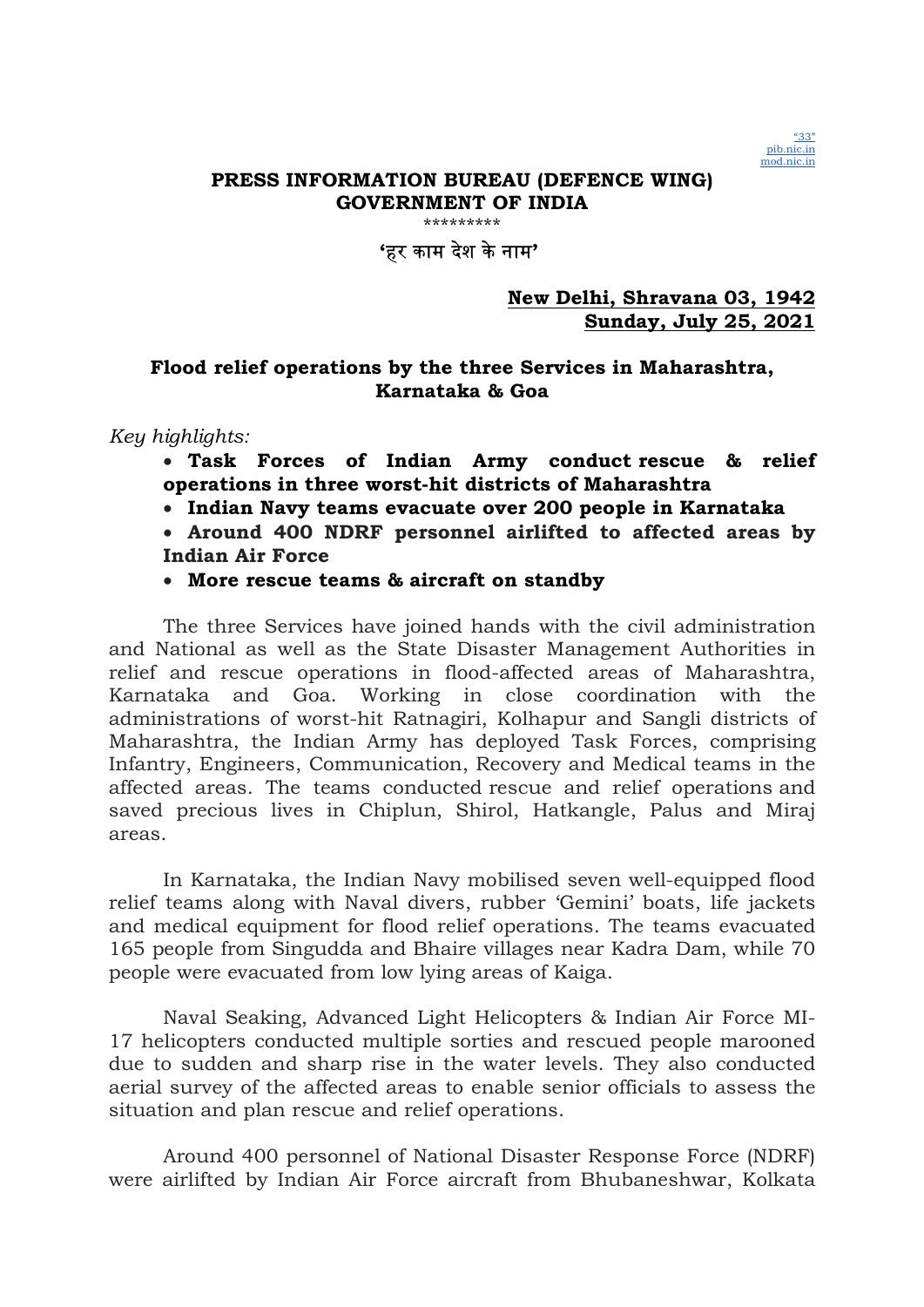"33"
pib.nic.in
mod.nic.in

**PRESS INFORMATION BUREAU (DEFENCE WING)**
**GOVERNMENT OF INDIA**

\*\*\*\*\*\*\*\*\*

**'हर काम देश के नाम'**

**New Delhi, Shravana 03, 1942**
**Sunday, July 25, 2021**

## Flood relief operations by the three Services in Maharashtra, Karnataka & Goa

*Key highlights:*

- **Task Forces of Indian Army conduct rescue & relief operations in three worst-hit districts of Maharashtra**
- **Indian Navy teams evacuate over 200 people in Karnataka**
- **Around 400 NDRF personnel airlifted to affected areas by Indian Air Force**
- **More rescue teams & aircraft on standby**

The three Services have joined hands with the civil administration and National as well as the State Disaster Management Authorities in relief and rescue operations in flood-affected areas of Maharashtra, Karnataka and Goa. Working in close coordination with the administrations of worst-hit Ratnagiri, Kolhapur and Sangli districts of Maharashtra, the Indian Army has deployed Task Forces, comprising Infantry, Engineers, Communication, Recovery and Medical teams in the affected areas. The teams conducted rescue and relief operations and saved precious lives in Chiplun, Shirol, Hatkangle, Palus and Miraj areas.

In Karnataka, the Indian Navy mobilised seven well-equipped flood relief teams along with Naval divers, rubber 'Gemini' boats, life jackets and medical equipment for flood relief operations. The teams evacuated 165 people from Singudda and Bhaire villages near Kadra Dam, while 70 people were evacuated from low lying areas of Kaiga.

Naval Seaking, Advanced Light Helicopters & Indian Air Force MI-17 helicopters conducted multiple sorties and rescued people marooned due to sudden and sharp rise in the water levels. They also conducted aerial survey of the affected areas to enable senior officials to assess the situation and plan rescue and relief operations.

Around 400 personnel of National Disaster Response Force (NDRF) were airlifted by Indian Air Force aircraft from Bhubaneshwar, Kolkata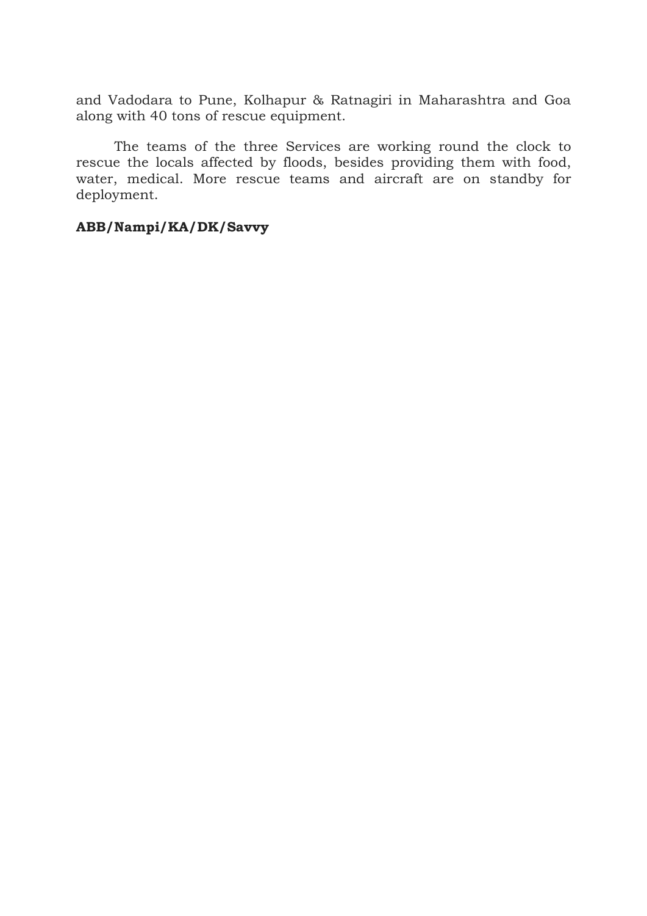and Vadodara to Pune, Kolhapur & Ratnagiri in Maharashtra and Goa along with 40 tons of rescue equipment.

The teams of the three Services are working round the clock to rescue the locals affected by floods, besides providing them with food, water, medical. More rescue teams and aircraft are on standby for deployment.

**ABB/Nampi/KA/DK/Savvy**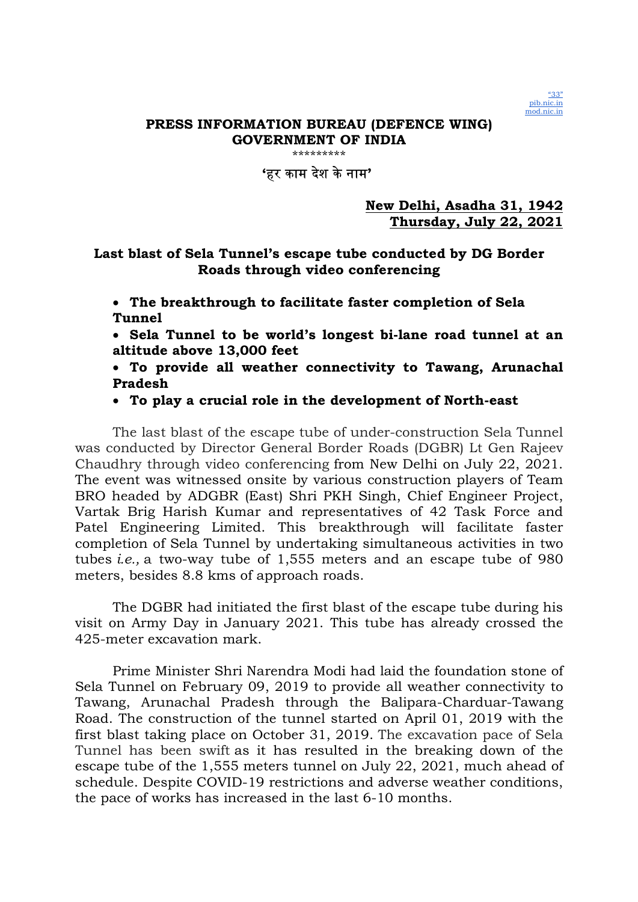"33"
pib.nic.in
mod.nic.in

**PRESS INFORMATION BUREAU (DEFENCE WING)**
**GOVERNMENT OF INDIA**

\*\*\*\*\*\*\*\*\*

**'हर काम देश के नाम'**

**New Delhi, Asadha 31, 1942**
**Thursday, July 22, 2021**

## Last blast of Sela Tunnel's escape tube conducted by DG Border Roads through video conferencing

- **The breakthrough to facilitate faster completion of Sela Tunnel**
- **Sela Tunnel to be world's longest bi-lane road tunnel at an altitude above 13,000 feet**
- **To provide all weather connectivity to Tawang, Arunachal Pradesh**
- **To play a crucial role in the development of North-east**

The last blast of the escape tube of under-construction Sela Tunnel was conducted by Director General Border Roads (DGBR) Lt Gen Rajeev Chaudhry through video conferencing from New Delhi on July 22, 2021. The event was witnessed onsite by various construction players of Team BRO headed by ADGBR (East) Shri PKH Singh, Chief Engineer Project, Vartak Brig Harish Kumar and representatives of 42 Task Force and Patel Engineering Limited. This breakthrough will facilitate faster completion of Sela Tunnel by undertaking simultaneous activities in two tubes *i.e.,* a two-way tube of 1,555 meters and an escape tube of 980 meters, besides 8.8 kms of approach roads.

The DGBR had initiated the first blast of the escape tube during his visit on Army Day in January 2021. This tube has already crossed the 425-meter excavation mark.

Prime Minister Shri Narendra Modi had laid the foundation stone of Sela Tunnel on February 09, 2019 to provide all weather connectivity to Tawang, Arunachal Pradesh through the Balipara-Charduar-Tawang Road. The construction of the tunnel started on April 01, 2019 with the first blast taking place on October 31, 2019. The excavation pace of Sela Tunnel has been swift as it has resulted in the breaking down of the escape tube of the 1,555 meters tunnel on July 22, 2021, much ahead of schedule. Despite COVID-19 restrictions and adverse weather conditions, the pace of works has increased in the last 6-10 months.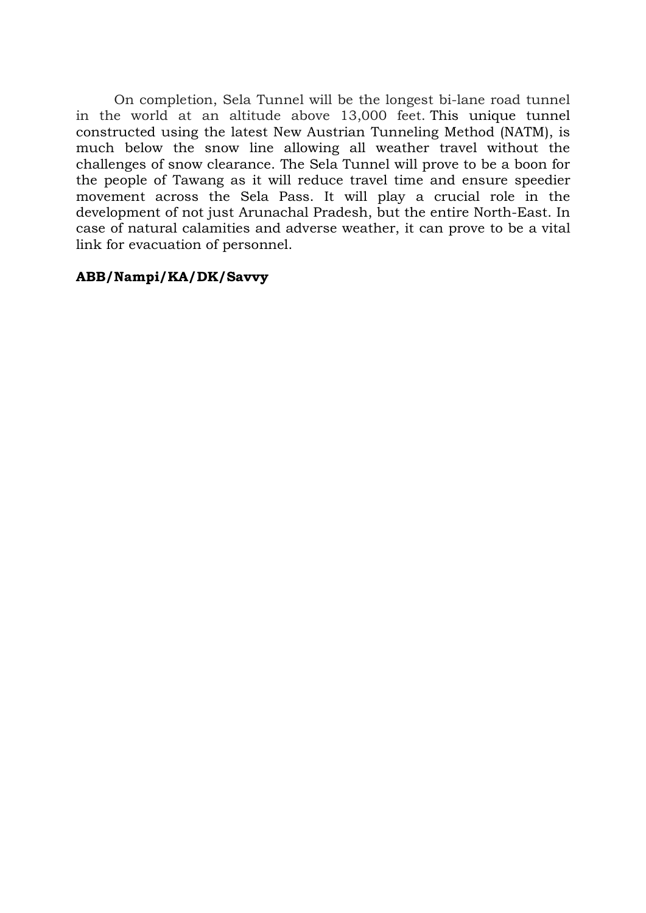On completion, Sela Tunnel will be the longest bi-lane road tunnel in the world at an altitude above 13,000 feet. This unique tunnel constructed using the latest New Austrian Tunneling Method (NATM), is much below the snow line allowing all weather travel without the challenges of snow clearance. The Sela Tunnel will prove to be a boon for the people of Tawang as it will reduce travel time and ensure speedier movement across the Sela Pass. It will play a crucial role in the development of not just Arunachal Pradesh, but the entire North-East. In case of natural calamities and adverse weather, it can prove to be a vital link for evacuation of personnel.

**ABB/Nampi/KA/DK/Savvy**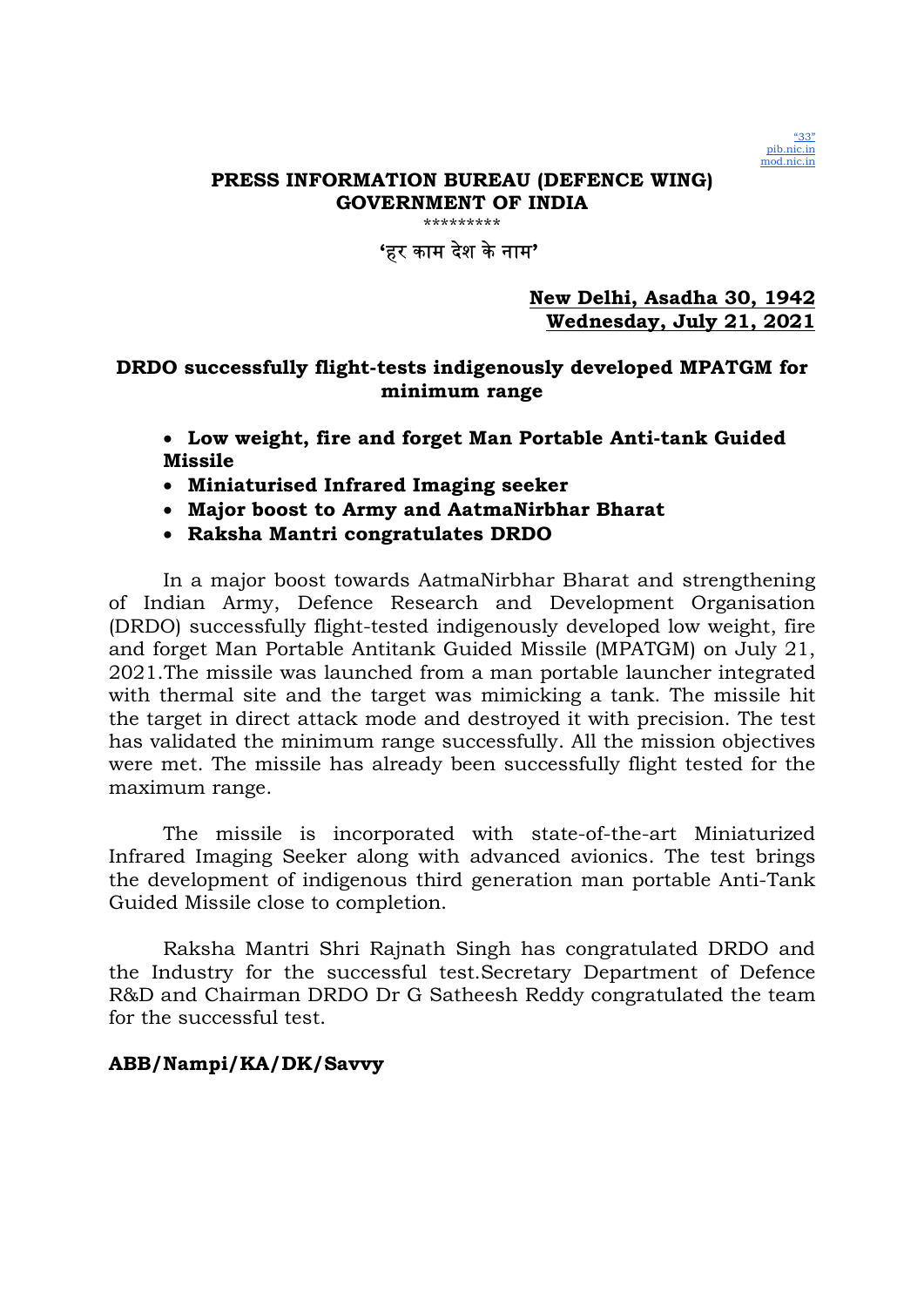"33"
pib.nic.in
mod.nic.in

**PRESS INFORMATION BUREAU (DEFENCE WING)**
**GOVERNMENT OF INDIA**

\*\*\*\*\*\*\*\*\*

**'हर काम देश के नाम'**

**New Delhi, Asadha 30, 1942**
**Wednesday, July 21, 2021**

## DRDO successfully flight-tests indigenously developed MPATGM for minimum range

- **Low weight, fire and forget Man Portable Anti-tank Guided Missile**
- **Miniaturised Infrared Imaging seeker**
- **Major boost to Army and AatmaNirbhar Bharat**
- **Raksha Mantri congratulates DRDO**

In a major boost towards AatmaNirbhar Bharat and strengthening of Indian Army, Defence Research and Development Organisation (DRDO) successfully flight-tested indigenously developed low weight, fire and forget Man Portable Antitank Guided Missile (MPATGM) on July 21, 2021.The missile was launched from a man portable launcher integrated with thermal site and the target was mimicking a tank. The missile hit the target in direct attack mode and destroyed it with precision. The test has validated the minimum range successfully. All the mission objectives were met. The missile has already been successfully flight tested for the maximum range.

The missile is incorporated with state-of-the-art Miniaturized Infrared Imaging Seeker along with advanced avionics. The test brings the development of indigenous third generation man portable Anti-Tank Guided Missile close to completion.

Raksha Mantri Shri Rajnath Singh has congratulated DRDO and the Industry for the successful test.Secretary Department of Defence R&D and Chairman DRDO Dr G Satheesh Reddy congratulated the team for the successful test.

**ABB/Nampi/KA/DK/Savvy**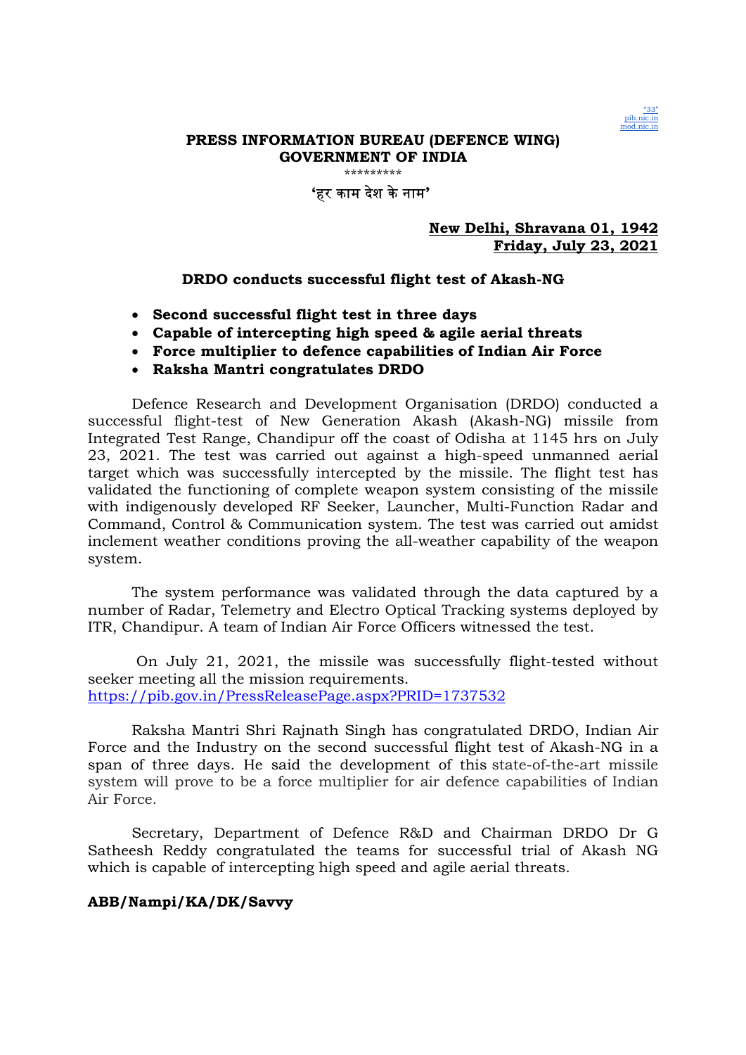**PRESS INFORMATION BUREAU (DEFENCE WING)**
**GOVERNMENT OF INDIA**

\*\*\*\*\*\*\*\*\*

**'हर काम देश के नाम'**

**New Delhi, Shravana 01, 1942**
**Friday, July 23, 2021**

**DRDO conducts successful flight test of Akash-NG**

- **Second successful flight test in three days**
- **Capable of intercepting high speed & agile aerial threats**
- **Force multiplier to defence capabilities of Indian Air Force**
- **Raksha Mantri congratulates DRDO**

Defence Research and Development Organisation (DRDO) conducted a successful flight-test of New Generation Akash (Akash-NG) missile from Integrated Test Range, Chandipur off the coast of Odisha at 1145 hrs on July 23, 2021. The test was carried out against a high-speed unmanned aerial target which was successfully intercepted by the missile. The flight test has validated the functioning of complete weapon system consisting of the missile with indigenously developed RF Seeker, Launcher, Multi-Function Radar and Command, Control & Communication system. The test was carried out amidst inclement weather conditions proving the all-weather capability of the weapon system.

The system performance was validated through the data captured by a number of Radar, Telemetry and Electro Optical Tracking systems deployed by ITR, Chandipur. A team of Indian Air Force Officers witnessed the test.

On July 21, 2021, the missile was successfully flight-tested without seeker meeting all the mission requirements. https://pib.gov.in/PressReleasePage.aspx?PRID=1737532

Raksha Mantri Shri Rajnath Singh has congratulated DRDO, Indian Air Force and the Industry on the second successful flight test of Akash-NG in a span of three days. He said the development of this state-of-the-art missile system will prove to be a force multiplier for air defence capabilities of Indian Air Force.

Secretary, Department of Defence R&D and Chairman DRDO Dr G Satheesh Reddy congratulated the teams for successful trial of Akash NG which is capable of intercepting high speed and agile aerial threats.

**ABB/Nampi/KA/DK/Savvy**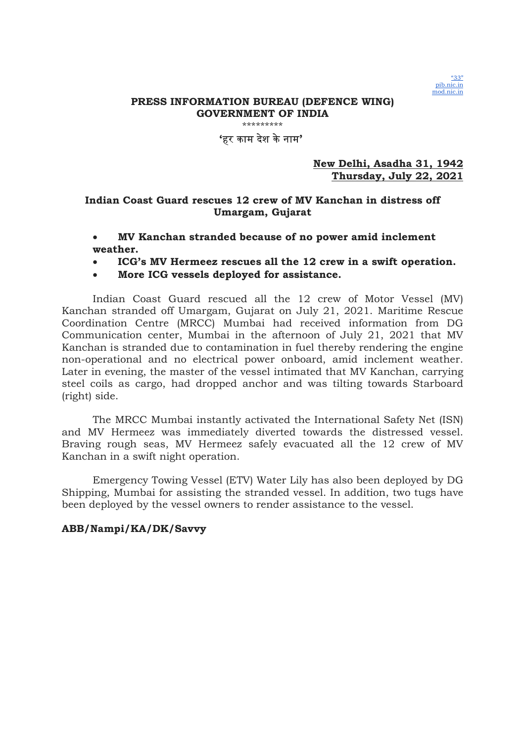"33"
pib.nic.in
mod.nic.in

**PRESS INFORMATION BUREAU (DEFENCE WING)**
**GOVERNMENT OF INDIA**

\*\*\*\*\*\*\*\*\*

'हर काम देश के नाम'

**New Delhi, Asadha 31, 1942**
**Thursday, July 22, 2021**

## Indian Coast Guard rescues 12 crew of MV Kanchan in distress off Umargam, Gujarat

- **MV Kanchan stranded because of no power amid inclement weather.**
- **ICG's MV Hermeez rescues all the 12 crew in a swift operation.**
- **More ICG vessels deployed for assistance.**

Indian Coast Guard rescued all the 12 crew of Motor Vessel (MV) Kanchan stranded off Umargam, Gujarat on July 21, 2021. Maritime Rescue Coordination Centre (MRCC) Mumbai had received information from DG Communication center, Mumbai in the afternoon of July 21, 2021 that MV Kanchan is stranded due to contamination in fuel thereby rendering the engine non-operational and no electrical power onboard, amid inclement weather. Later in evening, the master of the vessel intimated that MV Kanchan, carrying steel coils as cargo, had dropped anchor and was tilting towards Starboard (right) side.

The MRCC Mumbai instantly activated the International Safety Net (ISN) and MV Hermeez was immediately diverted towards the distressed vessel. Braving rough seas, MV Hermeez safely evacuated all the 12 crew of MV Kanchan in a swift night operation.

Emergency Towing Vessel (ETV) Water Lily has also been deployed by DG Shipping, Mumbai for assisting the stranded vessel. In addition, two tugs have been deployed by the vessel owners to render assistance to the vessel.

**ABB/Nampi/KA/DK/Savvy**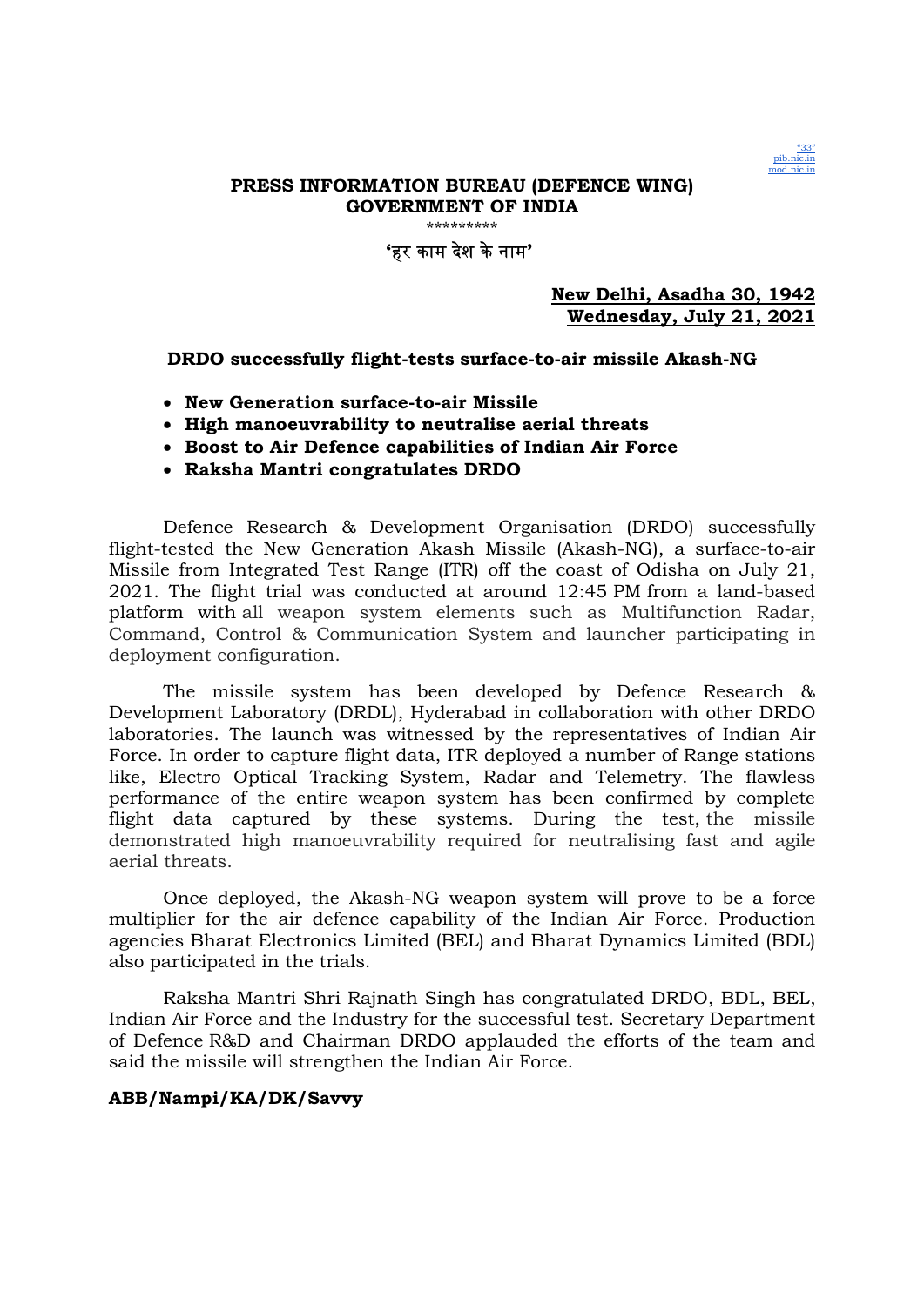"33"
pib.nic.in
mod.nic.in

**PRESS INFORMATION BUREAU (DEFENCE WING)**
**GOVERNMENT OF INDIA**

\*\*\*\*\*\*\*\*\*

**'हर काम देश के नाम'**

**New Delhi, Asadha 30, 1942**
**Wednesday, July 21, 2021**

## DRDO successfully flight-tests surface-to-air missile Akash-NG

- **New Generation surface-to-air Missile**
- **High manoeuvrability to neutralise aerial threats**
- **Boost to Air Defence capabilities of Indian Air Force**
- **Raksha Mantri congratulates DRDO**

Defence Research & Development Organisation (DRDO) successfully flight-tested the New Generation Akash Missile (Akash-NG), a surface-to-air Missile from Integrated Test Range (ITR) off the coast of Odisha on July 21, 2021. The flight trial was conducted at around 12:45 PM from a land-based platform with all weapon system elements such as Multifunction Radar, Command, Control & Communication System and launcher participating in deployment configuration.

The missile system has been developed by Defence Research & Development Laboratory (DRDL), Hyderabad in collaboration with other DRDO laboratories. The launch was witnessed by the representatives of Indian Air Force. In order to capture flight data, ITR deployed a number of Range stations like, Electro Optical Tracking System, Radar and Telemetry. The flawless performance of the entire weapon system has been confirmed by complete flight data captured by these systems. During the test, the missile demonstrated high manoeuvrability required for neutralising fast and agile aerial threats.

Once deployed, the Akash-NG weapon system will prove to be a force multiplier for the air defence capability of the Indian Air Force. Production agencies Bharat Electronics Limited (BEL) and Bharat Dynamics Limited (BDL) also participated in the trials.

Raksha Mantri Shri Rajnath Singh has congratulated DRDO, BDL, BEL, Indian Air Force and the Industry for the successful test. Secretary Department of Defence R&D and Chairman DRDO applauded the efforts of the team and said the missile will strengthen the Indian Air Force.

**ABB/Nampi/KA/DK/Savvy**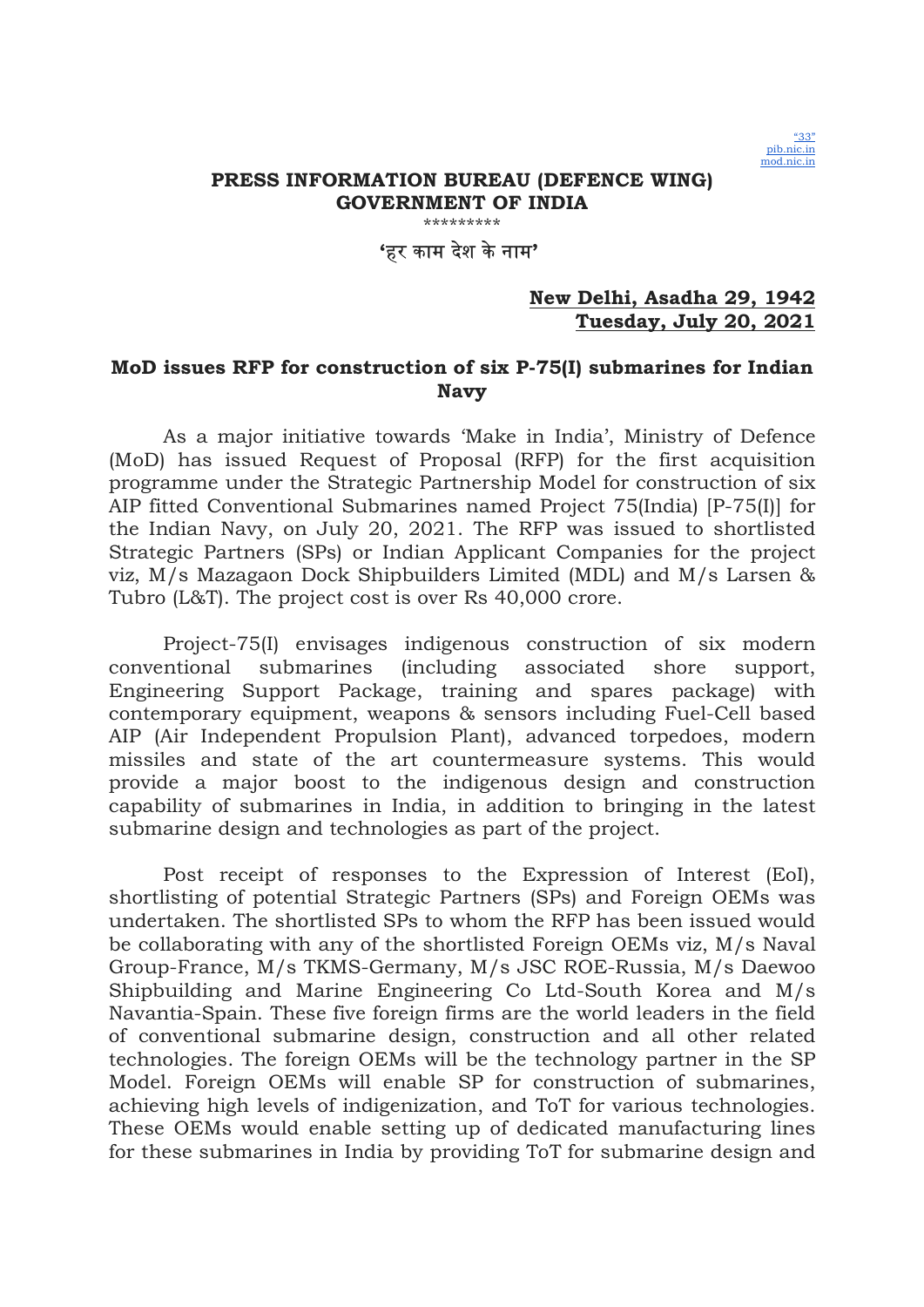"33"
pib.nic.in
mod.nic.in

**PRESS INFORMATION BUREAU (DEFENCE WING)**
**GOVERNMENT OF INDIA**

\*\*\*\*\*\*\*\*\*

**'हर काम देश के नाम'**

**New Delhi, Asadha 29, 1942**
**Tuesday, July 20, 2021**

## MoD issues RFP for construction of six P-75(I) submarines for Indian Navy

As a major initiative towards 'Make in India', Ministry of Defence (MoD) has issued Request of Proposal (RFP) for the first acquisition programme under the Strategic Partnership Model for construction of six AIP fitted Conventional Submarines named Project 75(India) [P-75(I)] for the Indian Navy, on July 20, 2021. The RFP was issued to shortlisted Strategic Partners (SPs) or Indian Applicant Companies for the project viz, M/s Mazagaon Dock Shipbuilders Limited (MDL) and M/s Larsen & Tubro (L&T). The project cost is over Rs 40,000 crore.

Project-75(I) envisages indigenous construction of six modern conventional submarines (including associated shore support, Engineering Support Package, training and spares package) with contemporary equipment, weapons & sensors including Fuel-Cell based AIP (Air Independent Propulsion Plant), advanced torpedoes, modern missiles and state of the art countermeasure systems. This would provide a major boost to the indigenous design and construction capability of submarines in India, in addition to bringing in the latest submarine design and technologies as part of the project.

Post receipt of responses to the Expression of Interest (EoI), shortlisting of potential Strategic Partners (SPs) and Foreign OEMs was undertaken. The shortlisted SPs to whom the RFP has been issued would be collaborating with any of the shortlisted Foreign OEMs viz, M/s Naval Group-France, M/s TKMS-Germany, M/s JSC ROE-Russia, M/s Daewoo Shipbuilding and Marine Engineering Co Ltd-South Korea and M/s Navantia-Spain. These five foreign firms are the world leaders in the field of conventional submarine design, construction and all other related technologies. The foreign OEMs will be the technology partner in the SP Model. Foreign OEMs will enable SP for construction of submarines, achieving high levels of indigenization, and ToT for various technologies. These OEMs would enable setting up of dedicated manufacturing lines for these submarines in India by providing ToT for submarine design and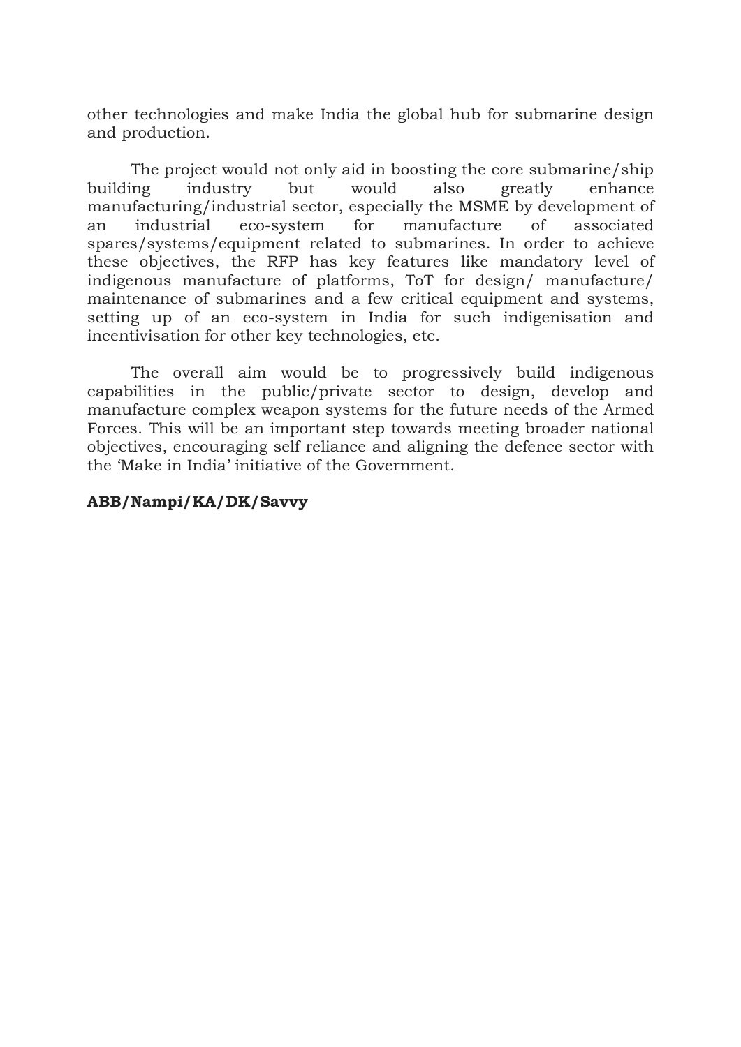other technologies and make India the global hub for submarine design and production.

The project would not only aid in boosting the core submarine/ship building industry but would also greatly enhance manufacturing/industrial sector, especially the MSME by development of an industrial eco-system for manufacture of associated spares/systems/equipment related to submarines. In order to achieve these objectives, the RFP has key features like mandatory level of indigenous manufacture of platforms, ToT for design/ manufacture/ maintenance of submarines and a few critical equipment and systems, setting up of an eco-system in India for such indigenisation and incentivisation for other key technologies, etc.

The overall aim would be to progressively build indigenous capabilities in the public/private sector to design, develop and manufacture complex weapon systems for the future needs of the Armed Forces. This will be an important step towards meeting broader national objectives, encouraging self reliance and aligning the defence sector with the 'Make in India' initiative of the Government.

**ABB/Nampi/KA/DK/Savvy**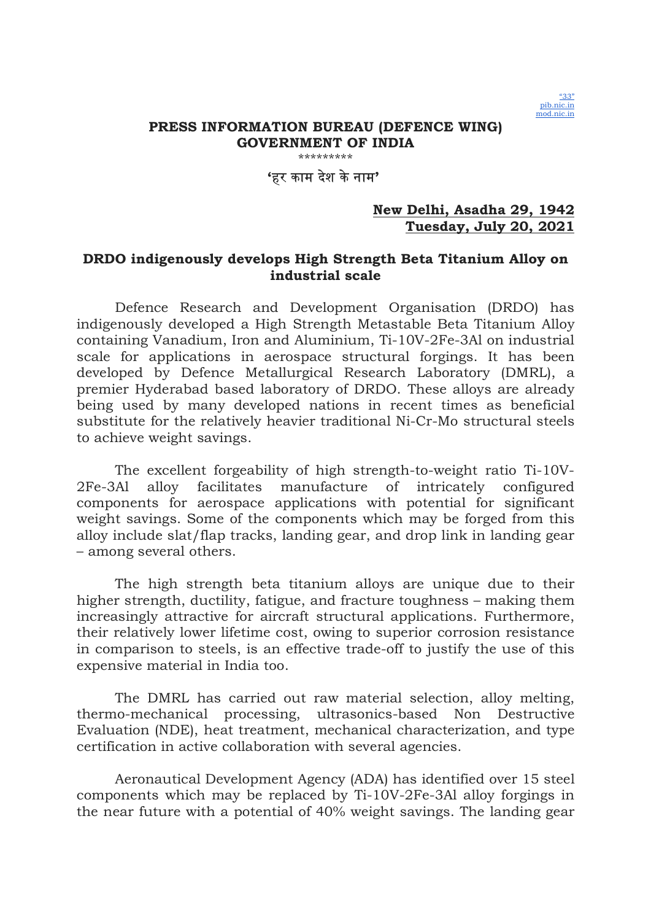"33"
pib.nic.in
mod.nic.in

**PRESS INFORMATION BUREAU (DEFENCE WING)**
**GOVERNMENT OF INDIA**

*********

**'हर काम देश के नाम'**

**New Delhi, Asadha 29, 1942**
**Tuesday, July 20, 2021**

## DRDO indigenously develops High Strength Beta Titanium Alloy on industrial scale

Defence Research and Development Organisation (DRDO) has indigenously developed a High Strength Metastable Beta Titanium Alloy containing Vanadium, Iron and Aluminium, Ti-10V-2Fe-3Al on industrial scale for applications in aerospace structural forgings. It has been developed by Defence Metallurgical Research Laboratory (DMRL), a premier Hyderabad based laboratory of DRDO. These alloys are already being used by many developed nations in recent times as beneficial substitute for the relatively heavier traditional Ni-Cr-Mo structural steels to achieve weight savings.

The excellent forgeability of high strength-to-weight ratio Ti-10V-2Fe-3Al alloy facilitates manufacture of intricately configured components for aerospace applications with potential for significant weight savings. Some of the components which may be forged from this alloy include slat/flap tracks, landing gear, and drop link in landing gear – among several others.

The high strength beta titanium alloys are unique due to their higher strength, ductility, fatigue, and fracture toughness – making them increasingly attractive for aircraft structural applications. Furthermore, their relatively lower lifetime cost, owing to superior corrosion resistance in comparison to steels, is an effective trade-off to justify the use of this expensive material in India too.

The DMRL has carried out raw material selection, alloy melting, thermo-mechanical processing, ultrasonics-based Non Destructive Evaluation (NDE), heat treatment, mechanical characterization, and type certification in active collaboration with several agencies.

Aeronautical Development Agency (ADA) has identified over 15 steel components which may be replaced by Ti-10V-2Fe-3Al alloy forgings in the near future with a potential of 40% weight savings. The landing gear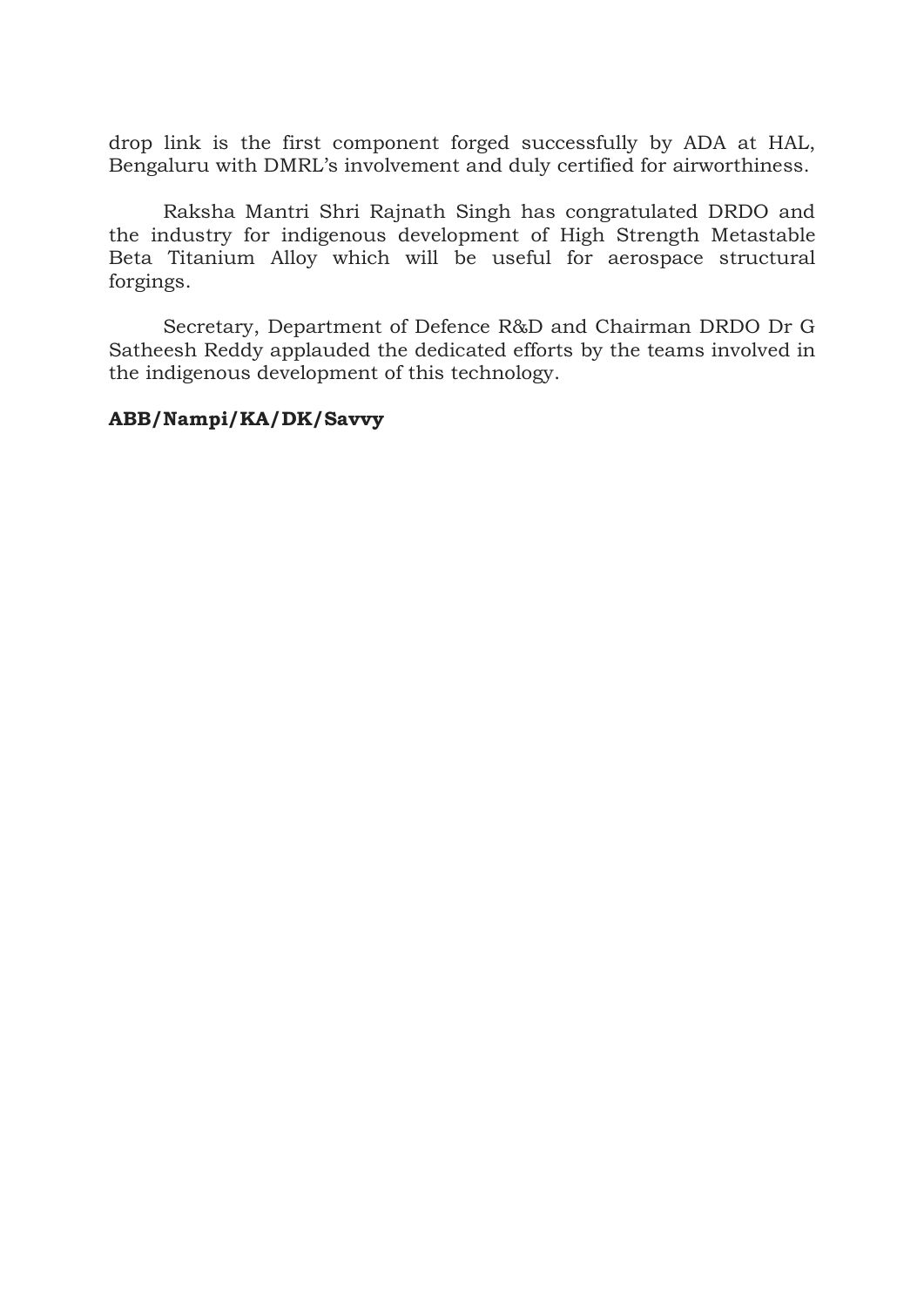drop link is the first component forged successfully by ADA at HAL, Bengaluru with DMRL's involvement and duly certified for airworthiness.

Raksha Mantri Shri Rajnath Singh has congratulated DRDO and the industry for indigenous development of High Strength Metastable Beta Titanium Alloy which will be useful for aerospace structural forgings.

Secretary, Department of Defence R&D and Chairman DRDO Dr G Satheesh Reddy applauded the dedicated efforts by the teams involved in the indigenous development of this technology.

**ABB/Nampi/KA/DK/Savvy**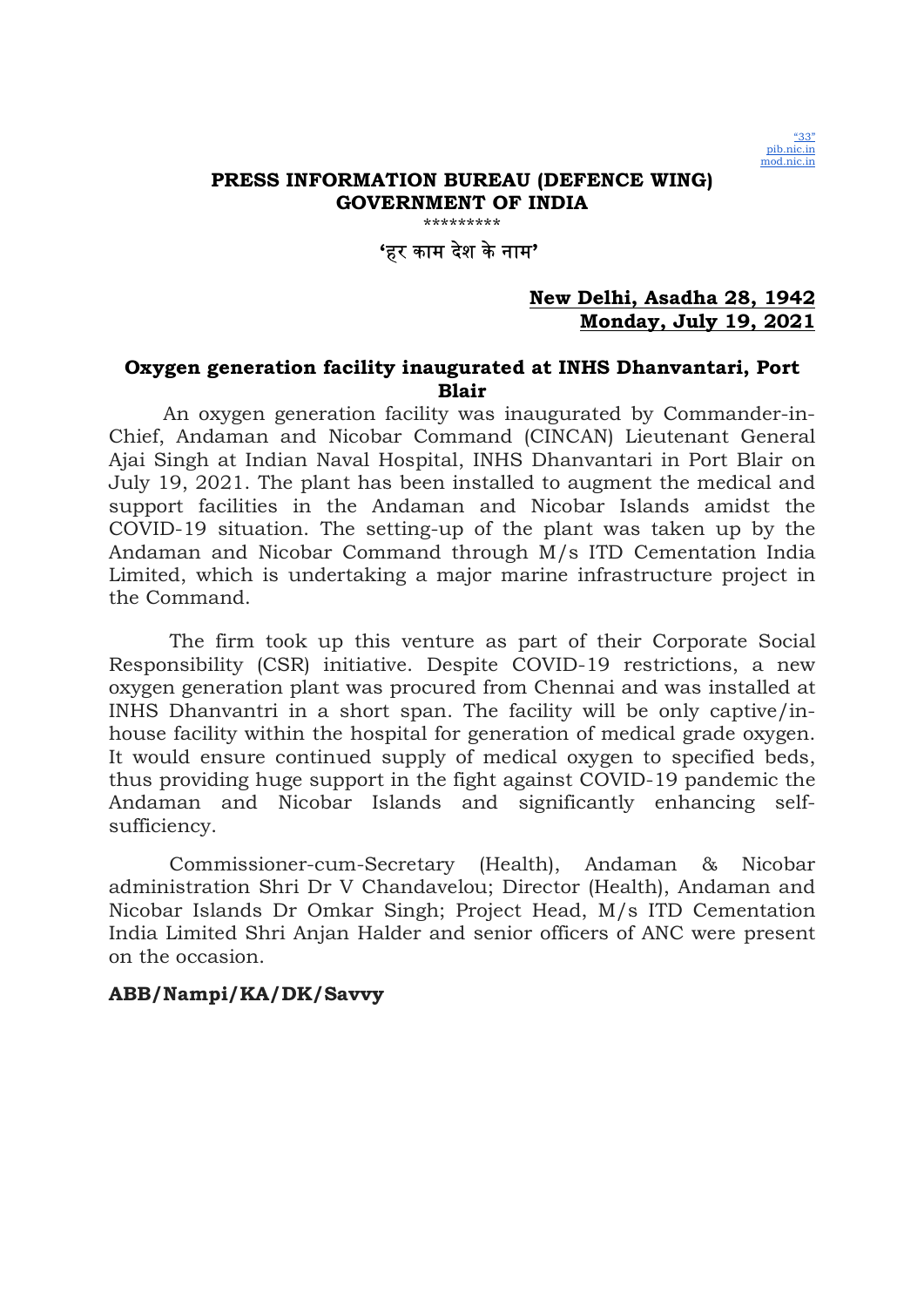"33"
pib.nic.in
mod.nic.in

**PRESS INFORMATION BUREAU (DEFENCE WING)**
**GOVERNMENT OF INDIA**

\*\*\*\*\*\*\*\*\*

**'हर काम देश के नाम'**

**New Delhi, Asadha 28, 1942**
**Monday, July 19, 2021**

## Oxygen generation facility inaugurated at INHS Dhanvantari, Port Blair

An oxygen generation facility was inaugurated by Commander-in-Chief, Andaman and Nicobar Command (CINCAN) Lieutenant General Ajai Singh at Indian Naval Hospital, INHS Dhanvantari in Port Blair on July 19, 2021. The plant has been installed to augment the medical and support facilities in the Andaman and Nicobar Islands amidst the COVID-19 situation. The setting-up of the plant was taken up by the Andaman and Nicobar Command through M/s ITD Cementation India Limited, which is undertaking a major marine infrastructure project in the Command.

The firm took up this venture as part of their Corporate Social Responsibility (CSR) initiative. Despite COVID-19 restrictions, a new oxygen generation plant was procured from Chennai and was installed at INHS Dhanvantri in a short span. The facility will be only captive/in-house facility within the hospital for generation of medical grade oxygen. It would ensure continued supply of medical oxygen to specified beds, thus providing huge support in the fight against COVID-19 pandemic the Andaman and Nicobar Islands and significantly enhancing self-sufficiency.

Commissioner-cum-Secretary (Health), Andaman & Nicobar administration Shri Dr V Chandavelou; Director (Health), Andaman and Nicobar Islands Dr Omkar Singh; Project Head, M/s ITD Cementation India Limited Shri Anjan Halder and senior officers of ANC were present on the occasion.

**ABB/Nampi/KA/DK/Savvy**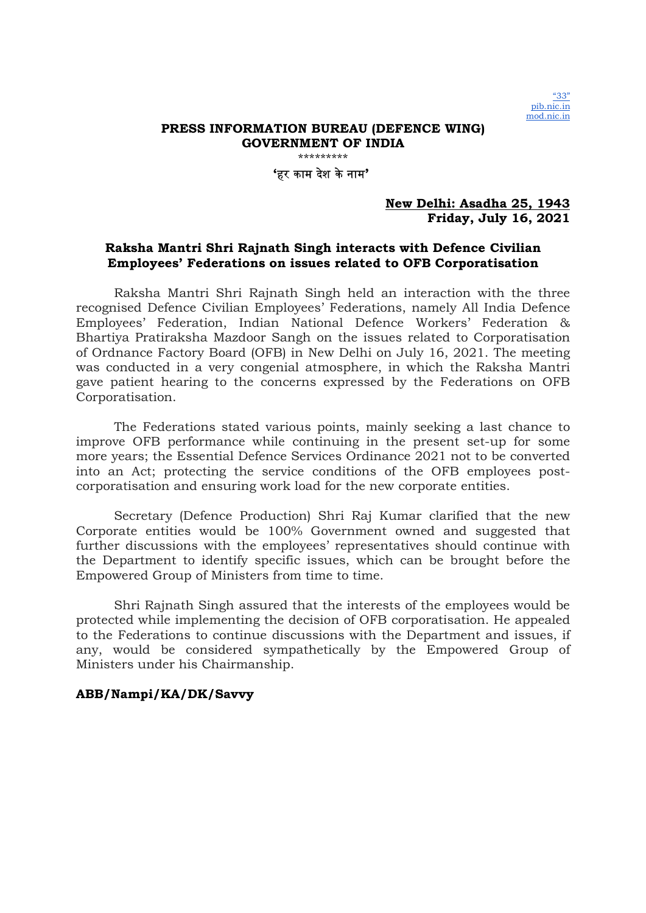**PRESS INFORMATION BUREAU (DEFENCE WING)**
**GOVERNMENT OF INDIA**

\*\*\*\*\*\*\*\*\*

**'हर काम देश के नाम'**

**New Delhi: Asadha 25, 1943**
**Friday, July 16, 2021**

## Raksha Mantri Shri Rajnath Singh interacts with Defence Civilian Employees' Federations on issues related to OFB Corporatisation

Raksha Mantri Shri Rajnath Singh held an interaction with the three recognised Defence Civilian Employees' Federations, namely All India Defence Employees' Federation, Indian National Defence Workers' Federation & Bhartiya Pratiraksha Mazdoor Sangh on the issues related to Corporatisation of Ordnance Factory Board (OFB) in New Delhi on July 16, 2021. The meeting was conducted in a very congenial atmosphere, in which the Raksha Mantri gave patient hearing to the concerns expressed by the Federations on OFB Corporatisation.

The Federations stated various points, mainly seeking a last chance to improve OFB performance while continuing in the present set-up for some more years; the Essential Defence Services Ordinance 2021 not to be converted into an Act; protecting the service conditions of the OFB employees post-corporatisation and ensuring work load for the new corporate entities.

Secretary (Defence Production) Shri Raj Kumar clarified that the new Corporate entities would be 100% Government owned and suggested that further discussions with the employees' representatives should continue with the Department to identify specific issues, which can be brought before the Empowered Group of Ministers from time to time.

Shri Rajnath Singh assured that the interests of the employees would be protected while implementing the decision of OFB corporatisation. He appealed to the Federations to continue discussions with the Department and issues, if any, would be considered sympathetically by the Empowered Group of Ministers under his Chairmanship.

**ABB/Nampi/KA/DK/Savvy**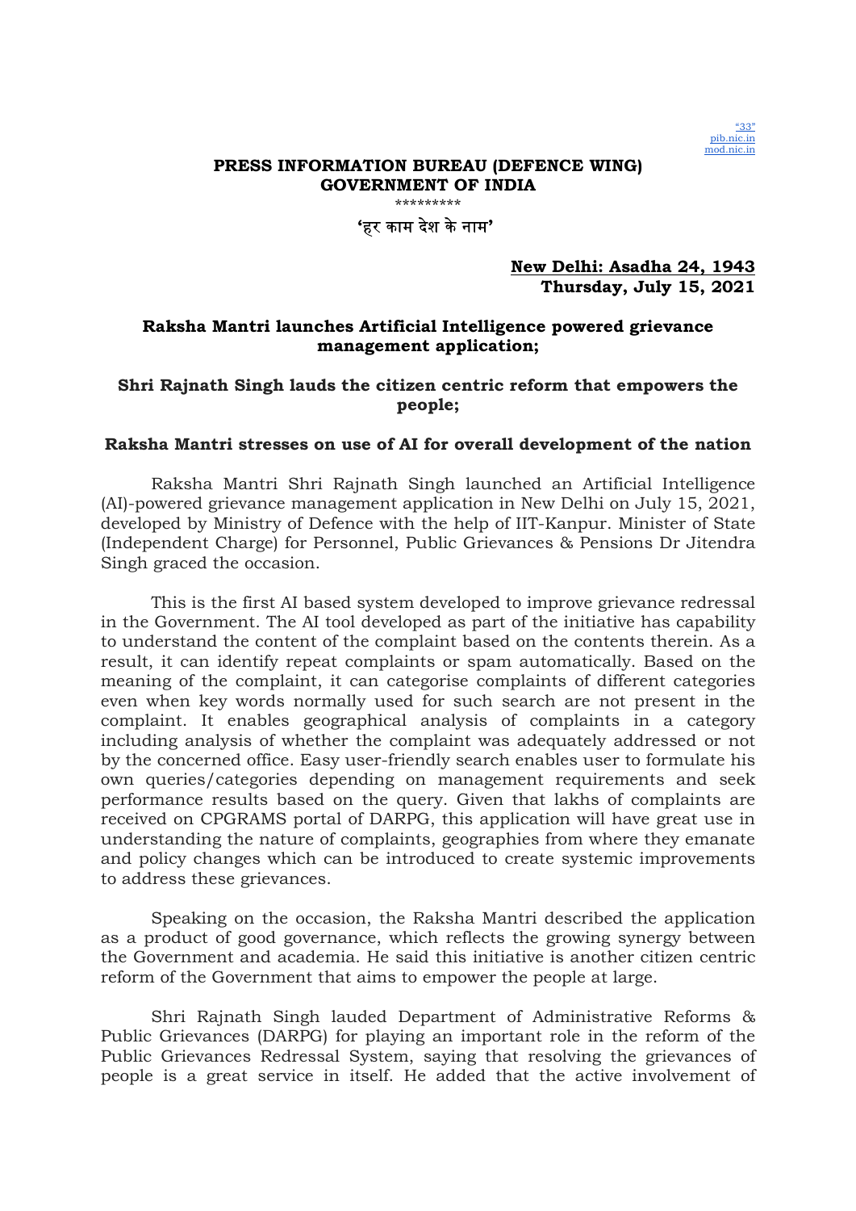"33"
pib.nic.in
mod.nic.in

**PRESS INFORMATION BUREAU (DEFENCE WING)**
**GOVERNMENT OF INDIA**

\*\*\*\*\*\*\*\*\*

**'हर काम देश के नाम'**

**New Delhi: Asadha 24, 1943**
**Thursday, July 15, 2021**

## Raksha Mantri launches Artificial Intelligence powered grievance management application;

## Shri Rajnath Singh lauds the citizen centric reform that empowers the people;

### Raksha Mantri stresses on use of AI for overall development of the nation

Raksha Mantri Shri Rajnath Singh launched an Artificial Intelligence (AI)-powered grievance management application in New Delhi on July 15, 2021, developed by Ministry of Defence with the help of IIT-Kanpur. Minister of State (Independent Charge) for Personnel, Public Grievances & Pensions Dr Jitendra Singh graced the occasion.

This is the first AI based system developed to improve grievance redressal in the Government. The AI tool developed as part of the initiative has capability to understand the content of the complaint based on the contents therein. As a result, it can identify repeat complaints or spam automatically. Based on the meaning of the complaint, it can categorise complaints of different categories even when key words normally used for such search are not present in the complaint. It enables geographical analysis of complaints in a category including analysis of whether the complaint was adequately addressed or not by the concerned office. Easy user-friendly search enables user to formulate his own queries/categories depending on management requirements and seek performance results based on the query. Given that lakhs of complaints are received on CPGRAMS portal of DARPG, this application will have great use in understanding the nature of complaints, geographies from where they emanate and policy changes which can be introduced to create systemic improvements to address these grievances.

Speaking on the occasion, the Raksha Mantri described the application as a product of good governance, which reflects the growing synergy between the Government and academia. He said this initiative is another citizen centric reform of the Government that aims to empower the people at large.

Shri Rajnath Singh lauded Department of Administrative Reforms & Public Grievances (DARPG) for playing an important role in the reform of the Public Grievances Redressal System, saying that resolving the grievances of people is a great service in itself. He added that the active involvement of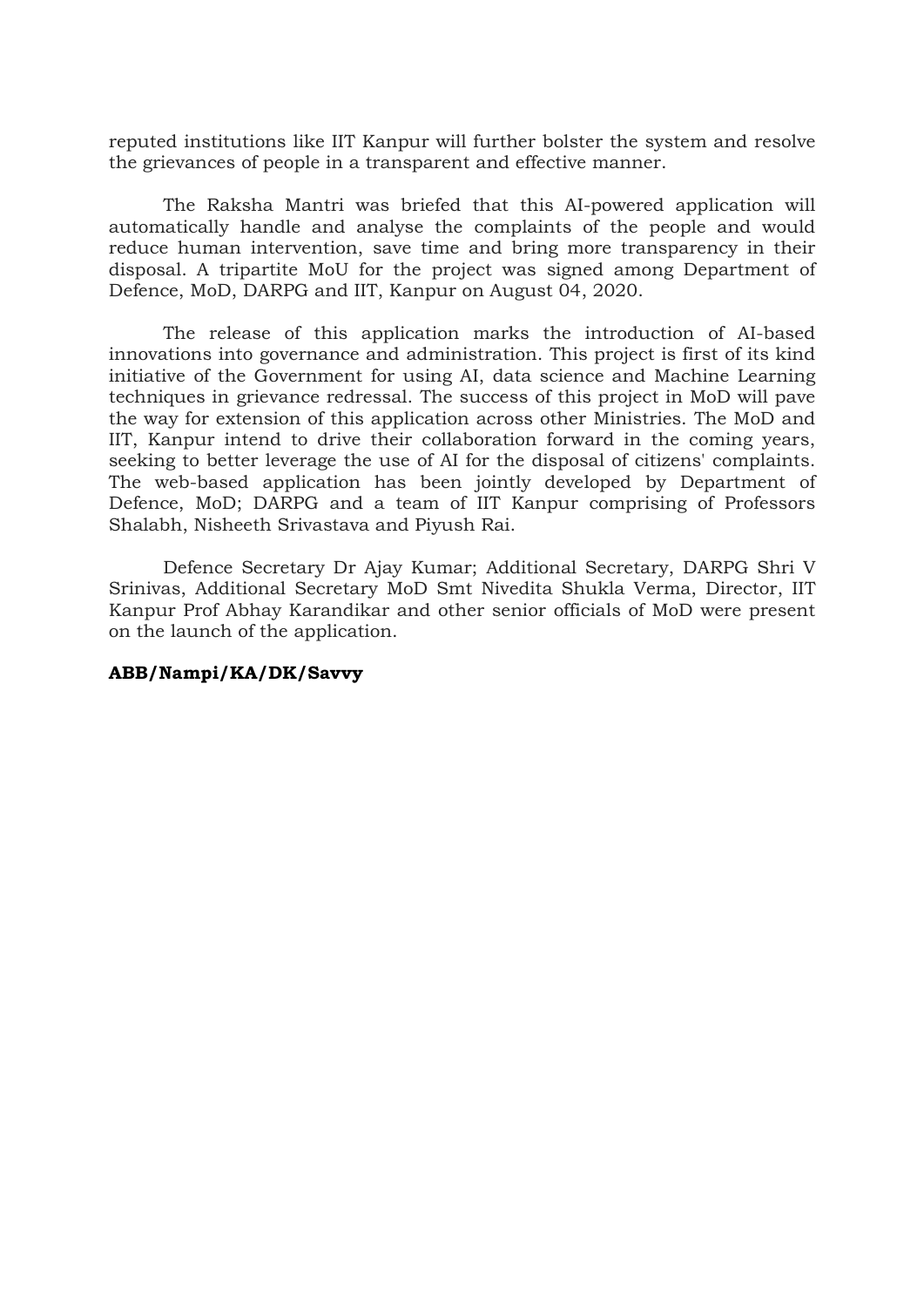reputed institutions like IIT Kanpur will further bolster the system and resolve the grievances of people in a transparent and effective manner.

The Raksha Mantri was briefed that this AI-powered application will automatically handle and analyse the complaints of the people and would reduce human intervention, save time and bring more transparency in their disposal. A tripartite MoU for the project was signed among Department of Defence, MoD, DARPG and IIT, Kanpur on August 04, 2020.

The release of this application marks the introduction of AI-based innovations into governance and administration. This project is first of its kind initiative of the Government for using AI, data science and Machine Learning techniques in grievance redressal. The success of this project in MoD will pave the way for extension of this application across other Ministries. The MoD and IIT, Kanpur intend to drive their collaboration forward in the coming years, seeking to better leverage the use of AI for the disposal of citizens' complaints. The web-based application has been jointly developed by Department of Defence, MoD; DARPG and a team of IIT Kanpur comprising of Professors Shalabh, Nisheeth Srivastava and Piyush Rai.

Defence Secretary Dr Ajay Kumar; Additional Secretary, DARPG Shri V Srinivas, Additional Secretary MoD Smt Nivedita Shukla Verma, Director, IIT Kanpur Prof Abhay Karandikar and other senior officials of MoD were present on the launch of the application.

**ABB/Nampi/KA/DK/Savvy**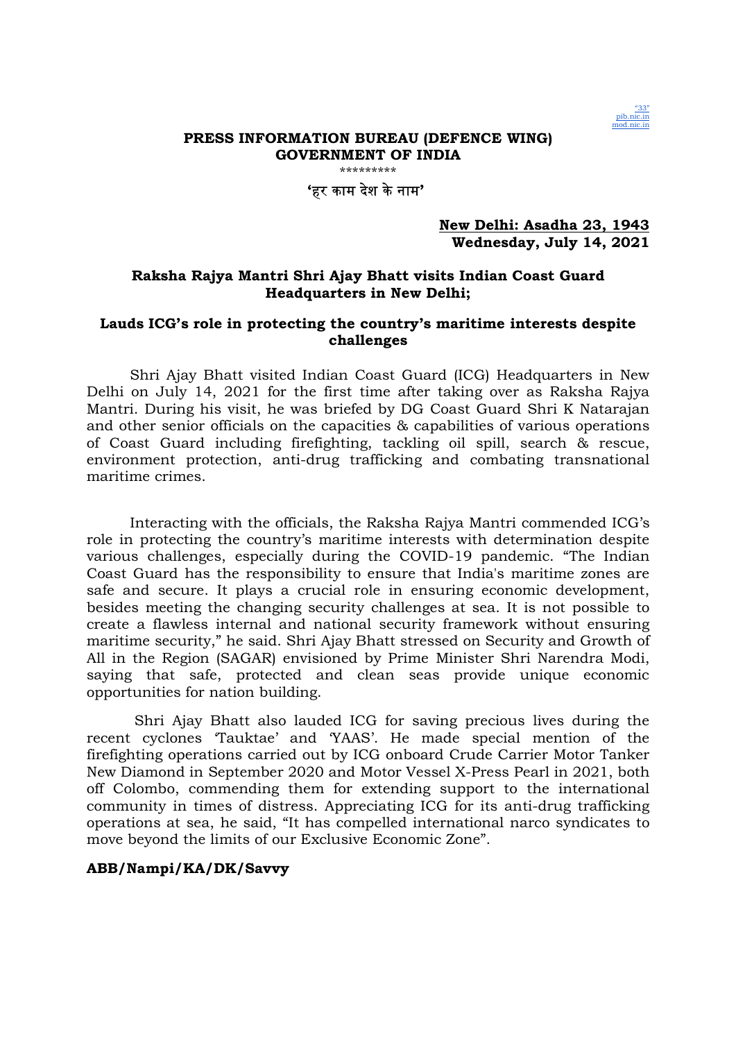"33"
pib.nic.in
mod.nic.in

**PRESS INFORMATION BUREAU (DEFENCE WING)**
**GOVERNMENT OF INDIA**

*********

**'हर काम देश के नाम'**

**New Delhi: Asadha 23, 1943**
**Wednesday, July 14, 2021**

## Raksha Rajya Mantri Shri Ajay Bhatt visits Indian Coast Guard Headquarters in New Delhi;

## Lauds ICG's role in protecting the country's maritime interests despite challenges

Shri Ajay Bhatt visited Indian Coast Guard (ICG) Headquarters in New Delhi on July 14, 2021 for the first time after taking over as Raksha Rajya Mantri. During his visit, he was briefed by DG Coast Guard Shri K Natarajan and other senior officials on the capacities & capabilities of various operations of Coast Guard including firefighting, tackling oil spill, search & rescue, environment protection, anti-drug trafficking and combating transnational maritime crimes.

Interacting with the officials, the Raksha Rajya Mantri commended ICG's role in protecting the country's maritime interests with determination despite various challenges, especially during the COVID-19 pandemic. "The Indian Coast Guard has the responsibility to ensure that India's maritime zones are safe and secure. It plays a crucial role in ensuring economic development, besides meeting the changing security challenges at sea. It is not possible to create a flawless internal and national security framework without ensuring maritime security," he said. Shri Ajay Bhatt stressed on Security and Growth of All in the Region (SAGAR) envisioned by Prime Minister Shri Narendra Modi, saying that safe, protected and clean seas provide unique economic opportunities for nation building.

Shri Ajay Bhatt also lauded ICG for saving precious lives during the recent cyclones 'Tauktae' and 'YAAS'. He made special mention of the firefighting operations carried out by ICG onboard Crude Carrier Motor Tanker New Diamond in September 2020 and Motor Vessel X-Press Pearl in 2021, both off Colombo, commending them for extending support to the international community in times of distress. Appreciating ICG for its anti-drug trafficking operations at sea, he said, "It has compelled international narco syndicates to move beyond the limits of our Exclusive Economic Zone".

**ABB/Nampi/KA/DK/Savvy**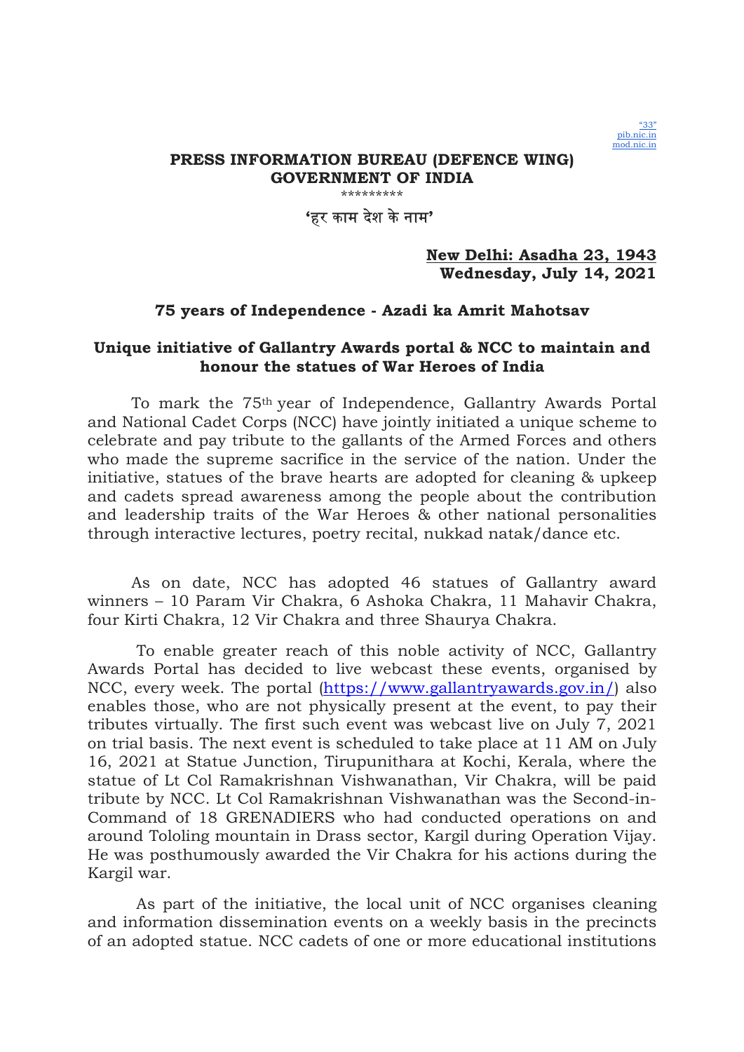"33"
pib.nic.in
mod.nic.in

**PRESS INFORMATION BUREAU (DEFENCE WING)**
**GOVERNMENT OF INDIA**

\*\*\*\*\*\*\*\*\*

**'हर काम देश के नाम'**

**New Delhi: Asadha 23, 1943**
**Wednesday, July 14, 2021**

**75 years of Independence - Azadi ka Amrit Mahotsav**

## Unique initiative of Gallantry Awards portal & NCC to maintain and honour the statues of War Heroes of India

To mark the 75th year of Independence, Gallantry Awards Portal and National Cadet Corps (NCC) have jointly initiated a unique scheme to celebrate and pay tribute to the gallants of the Armed Forces and others who made the supreme sacrifice in the service of the nation. Under the initiative, statues of the brave hearts are adopted for cleaning & upkeep and cadets spread awareness among the people about the contribution and leadership traits of the War Heroes & other national personalities through interactive lectures, poetry recital, nukkad natak/dance etc.

As on date, NCC has adopted 46 statues of Gallantry award winners – 10 Param Vir Chakra, 6 Ashoka Chakra, 11 Mahavir Chakra, four Kirti Chakra, 12 Vir Chakra and three Shaurya Chakra.

To enable greater reach of this noble activity of NCC, Gallantry Awards Portal has decided to live webcast these events, organised by NCC, every week. The portal (https://www.gallantryawards.gov.in/) also enables those, who are not physically present at the event, to pay their tributes virtually. The first such event was webcast live on July 7, 2021 on trial basis. The next event is scheduled to take place at 11 AM on July 16, 2021 at Statue Junction, Tirupunithara at Kochi, Kerala, where the statue of Lt Col Ramakrishnan Vishwanathan, Vir Chakra, will be paid tribute by NCC. Lt Col Ramakrishnan Vishwanathan was the Second-in-Command of 18 GRENADIERS who had conducted operations on and around Tololing mountain in Drass sector, Kargil during Operation Vijay. He was posthumously awarded the Vir Chakra for his actions during the Kargil war.

As part of the initiative, the local unit of NCC organises cleaning and information dissemination events on a weekly basis in the precincts of an adopted statue. NCC cadets of one or more educational institutions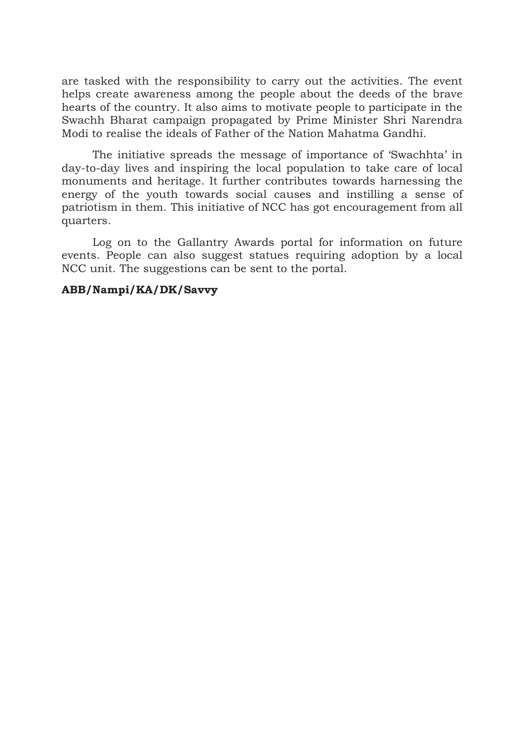are tasked with the responsibility to carry out the activities. The event helps create awareness among the people about the deeds of the brave hearts of the country. It also aims to motivate people to participate in the Swachh Bharat campaign propagated by Prime Minister Shri Narendra Modi to realise the ideals of Father of the Nation Mahatma Gandhi.

The initiative spreads the message of importance of 'Swachhta' in day-to-day lives and inspiring the local population to take care of local monuments and heritage. It further contributes towards harnessing the energy of the youth towards social causes and instilling a sense of patriotism in them. This initiative of NCC has got encouragement from all quarters.

Log on to the Gallantry Awards portal for information on future events. People can also suggest statues requiring adoption by a local NCC unit. The suggestions can be sent to the portal.

**ABB/Nampi/KA/DK/Savvy**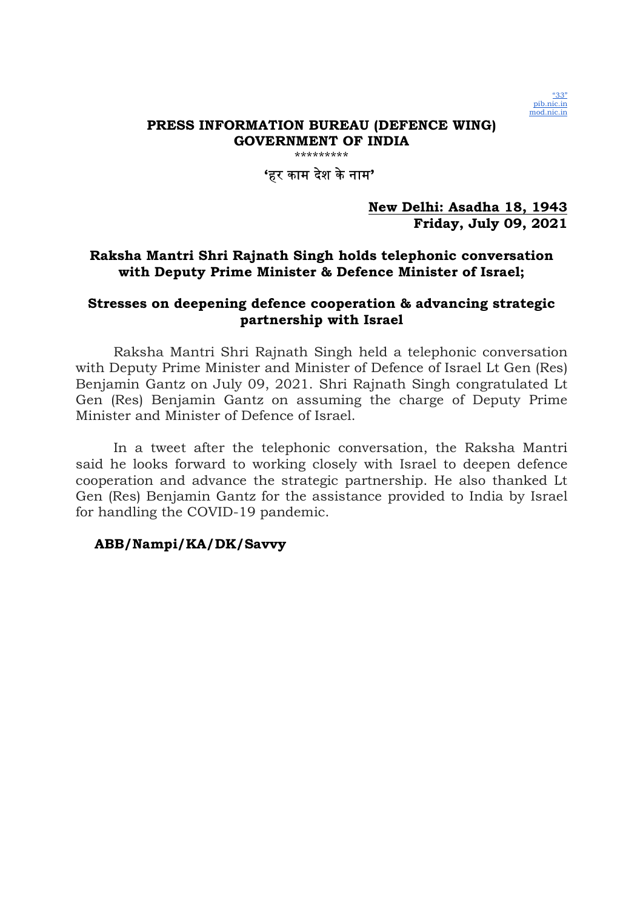"33"
pib.nic.in
mod.nic.in

**PRESS INFORMATION BUREAU (DEFENCE WING)**
**GOVERNMENT OF INDIA**

*********

**'हर काम देश के नाम'**

**New Delhi: Asadha 18, 1943**
**Friday, July 09, 2021**

## Raksha Mantri Shri Rajnath Singh holds telephonic conversation with Deputy Prime Minister & Defence Minister of Israel;

## Stresses on deepening defence cooperation & advancing strategic partnership with Israel

Raksha Mantri Shri Rajnath Singh held a telephonic conversation with Deputy Prime Minister and Minister of Defence of Israel Lt Gen (Res) Benjamin Gantz on July 09, 2021. Shri Rajnath Singh congratulated Lt Gen (Res) Benjamin Gantz on assuming the charge of Deputy Prime Minister and Minister of Defence of Israel.

In a tweet after the telephonic conversation, the Raksha Mantri said he looks forward to working closely with Israel to deepen defence cooperation and advance the strategic partnership. He also thanked Lt Gen (Res) Benjamin Gantz for the assistance provided to India by Israel for handling the COVID-19 pandemic.

**ABB/Nampi/KA/DK/Savvy**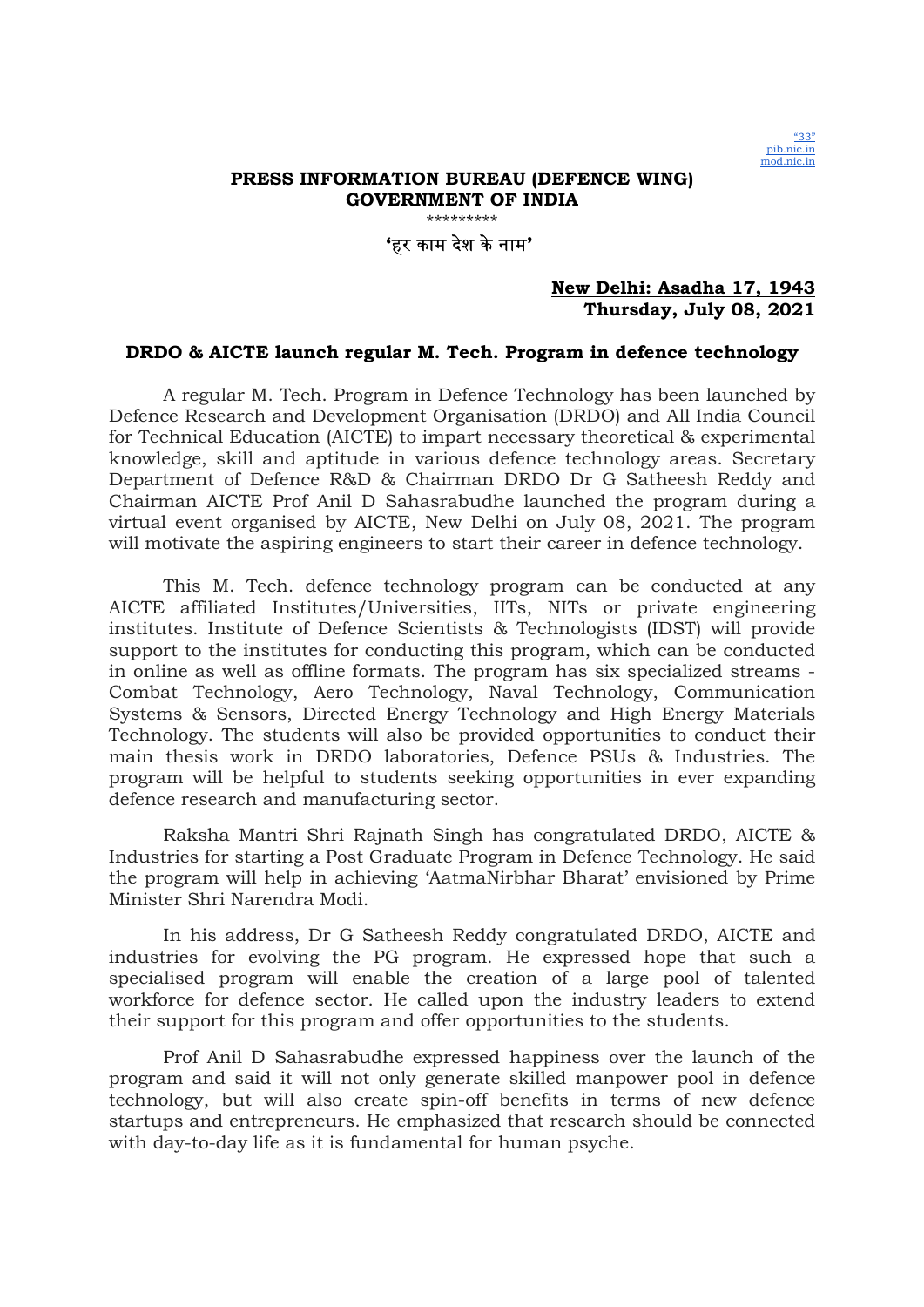"33"
pib.nic.in
mod.nic.in

**PRESS INFORMATION BUREAU (DEFENCE WING)**
**GOVERNMENT OF INDIA**

\*\*\*\*\*\*\*\*\*

**'हर काम देश के नाम'**

**New Delhi: Asadha 17, 1943**
**Thursday, July 08, 2021**

**DRDO & AICTE launch regular M. Tech. Program in defence technology**

A regular M. Tech. Program in Defence Technology has been launched by Defence Research and Development Organisation (DRDO) and All India Council for Technical Education (AICTE) to impart necessary theoretical & experimental knowledge, skill and aptitude in various defence technology areas. Secretary Department of Defence R&D & Chairman DRDO Dr G Satheesh Reddy and Chairman AICTE Prof Anil D Sahasrabudhe launched the program during a virtual event organised by AICTE, New Delhi on July 08, 2021. The program will motivate the aspiring engineers to start their career in defence technology.

This M. Tech. defence technology program can be conducted at any AICTE affiliated Institutes/Universities, IITs, NITs or private engineering institutes. Institute of Defence Scientists & Technologists (IDST) will provide support to the institutes for conducting this program, which can be conducted in online as well as offline formats. The program has six specialized streams - Combat Technology, Aero Technology, Naval Technology, Communication Systems & Sensors, Directed Energy Technology and High Energy Materials Technology. The students will also be provided opportunities to conduct their main thesis work in DRDO laboratories, Defence PSUs & Industries. The program will be helpful to students seeking opportunities in ever expanding defence research and manufacturing sector.

Raksha Mantri Shri Rajnath Singh has congratulated DRDO, AICTE & Industries for starting a Post Graduate Program in Defence Technology. He said the program will help in achieving 'AatmaNirbhar Bharat' envisioned by Prime Minister Shri Narendra Modi.

In his address, Dr G Satheesh Reddy congratulated DRDO, AICTE and industries for evolving the PG program. He expressed hope that such a specialised program will enable the creation of a large pool of talented workforce for defence sector. He called upon the industry leaders to extend their support for this program and offer opportunities to the students.

Prof Anil D Sahasrabudhe expressed happiness over the launch of the program and said it will not only generate skilled manpower pool in defence technology, but will also create spin-off benefits in terms of new defence startups and entrepreneurs. He emphasized that research should be connected with day-to-day life as it is fundamental for human psyche.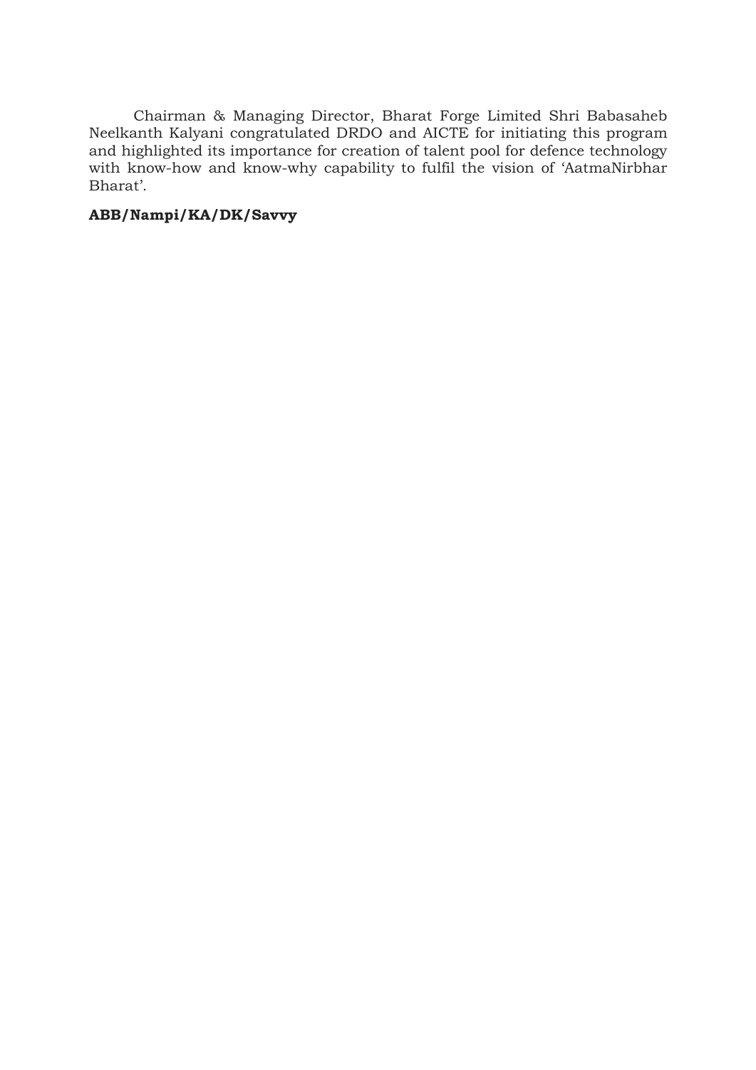Chairman & Managing Director, Bharat Forge Limited Shri Babasaheb Neelkanth Kalyani congratulated DRDO and AICTE for initiating this program and highlighted its importance for creation of talent pool for defence technology with know-how and know-why capability to fulfil the vision of 'AatmaNirbhar Bharat'.

**ABB/Nampi/KA/DK/Savvy**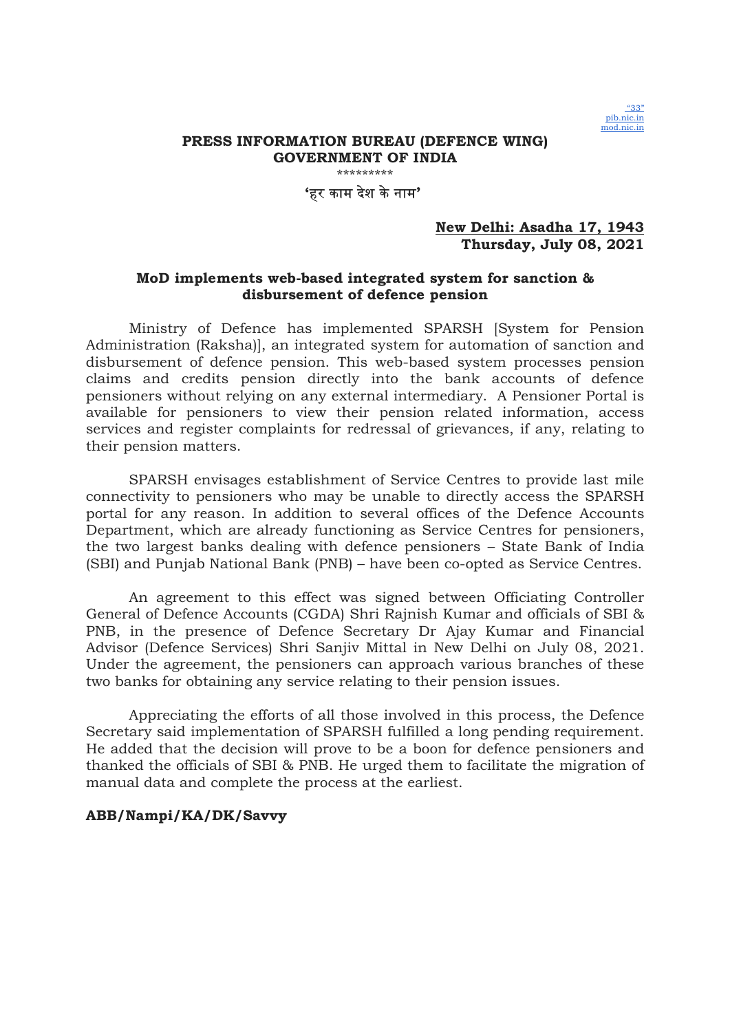"33"
pib.nic.in
mod.nic.in

**PRESS INFORMATION BUREAU (DEFENCE WING)**
**GOVERNMENT OF INDIA**

\*\*\*\*\*\*\*\*\*

**'हर काम देश के नाम'**

**New Delhi: Asadha 17, 1943**
**Thursday, July 08, 2021**

**MoD implements web-based integrated system for sanction & disbursement of defence pension**

Ministry of Defence has implemented SPARSH [System for Pension Administration (Raksha)], an integrated system for automation of sanction and disbursement of defence pension. This web-based system processes pension claims and credits pension directly into the bank accounts of defence pensioners without relying on any external intermediary. A Pensioner Portal is available for pensioners to view their pension related information, access services and register complaints for redressal of grievances, if any, relating to their pension matters.

SPARSH envisages establishment of Service Centres to provide last mile connectivity to pensioners who may be unable to directly access the SPARSH portal for any reason. In addition to several offices of the Defence Accounts Department, which are already functioning as Service Centres for pensioners, the two largest banks dealing with defence pensioners – State Bank of India (SBI) and Punjab National Bank (PNB) – have been co-opted as Service Centres.

An agreement to this effect was signed between Officiating Controller General of Defence Accounts (CGDA) Shri Rajnish Kumar and officials of SBI & PNB, in the presence of Defence Secretary Dr Ajay Kumar and Financial Advisor (Defence Services) Shri Sanjiv Mittal in New Delhi on July 08, 2021. Under the agreement, the pensioners can approach various branches of these two banks for obtaining any service relating to their pension issues.

Appreciating the efforts of all those involved in this process, the Defence Secretary said implementation of SPARSH fulfilled a long pending requirement. He added that the decision will prove to be a boon for defence pensioners and thanked the officials of SBI & PNB. He urged them to facilitate the migration of manual data and complete the process at the earliest.

**ABB/Nampi/KA/DK/Savvy**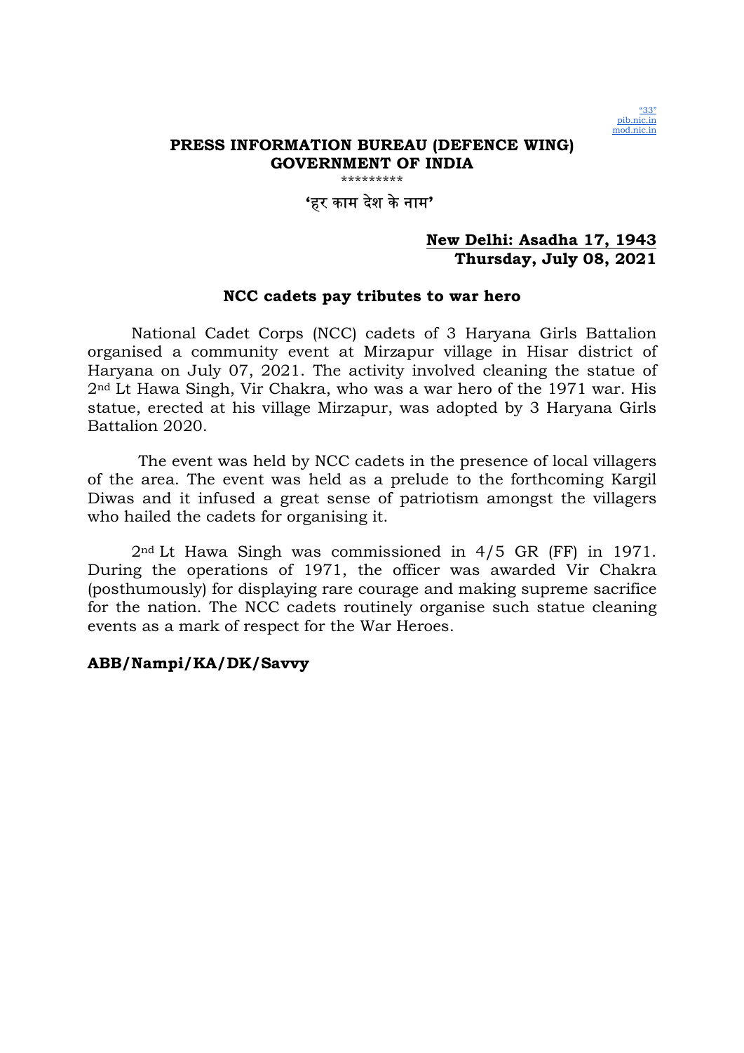"33"
pib.nic.in
mod.nic.in

**PRESS INFORMATION BUREAU (DEFENCE WING)**
**GOVERNMENT OF INDIA**

\*\*\*\*\*\*\*\*\*

**'हर काम देश के नाम'**

**New Delhi: Asadha 17, 1943**
**Thursday, July 08, 2021**

**NCC cadets pay tributes to war hero**

National Cadet Corps (NCC) cadets of 3 Haryana Girls Battalion organised a community event at Mirzapur village in Hisar district of Haryana on July 07, 2021. The activity involved cleaning the statue of 2nd Lt Hawa Singh, Vir Chakra, who was a war hero of the 1971 war. His statue, erected at his village Mirzapur, was adopted by 3 Haryana Girls Battalion 2020.

The event was held by NCC cadets in the presence of local villagers of the area. The event was held as a prelude to the forthcoming Kargil Diwas and it infused a great sense of patriotism amongst the villagers who hailed the cadets for organising it.

2nd Lt Hawa Singh was commissioned in 4/5 GR (FF) in 1971. During the operations of 1971, the officer was awarded Vir Chakra (posthumously) for displaying rare courage and making supreme sacrifice for the nation. The NCC cadets routinely organise such statue cleaning events as a mark of respect for the War Heroes.

**ABB/Nampi/KA/DK/Savvy**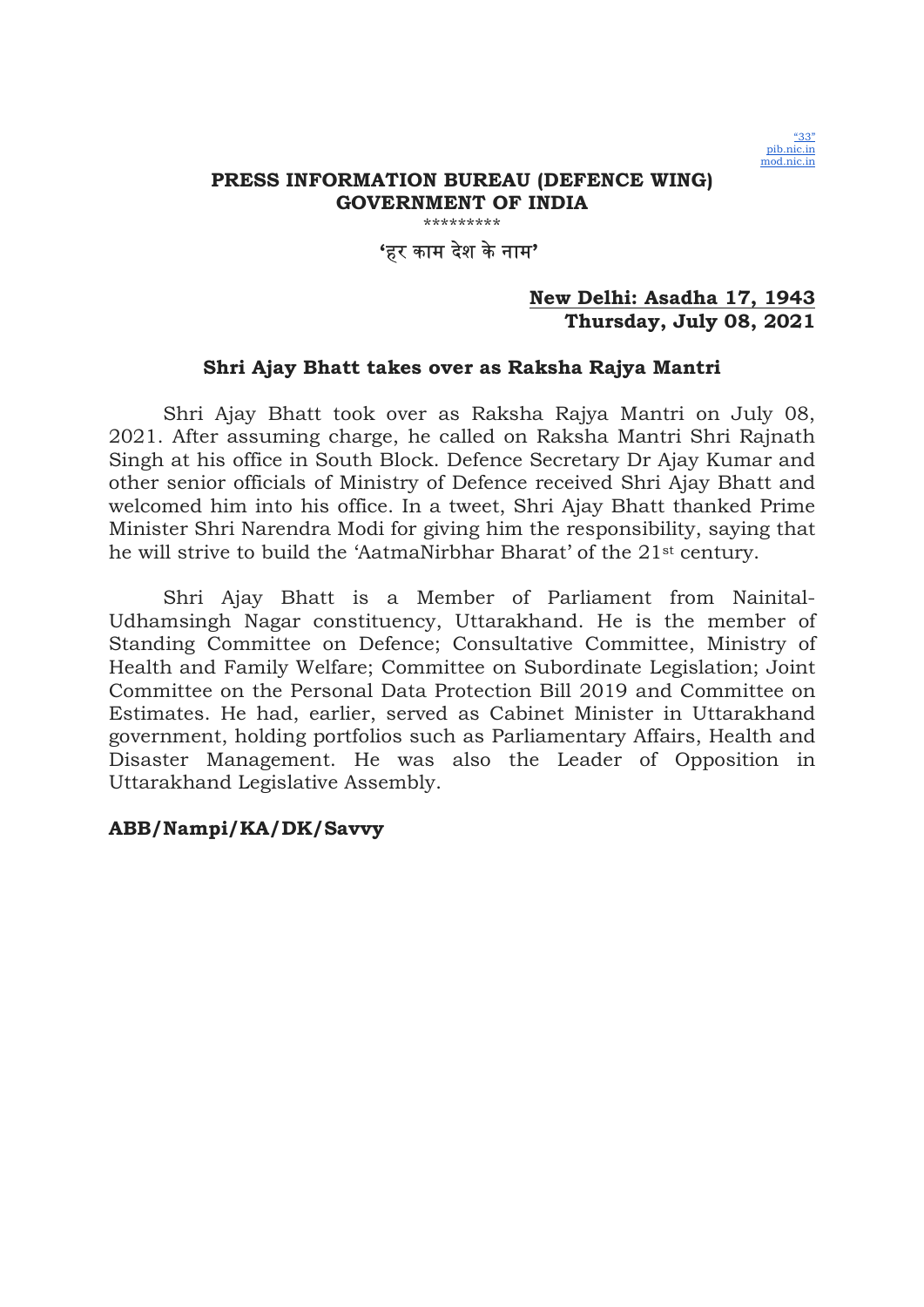"33"
pib.nic.in
mod.nic.in

**PRESS INFORMATION BUREAU (DEFENCE WING)**
**GOVERNMENT OF INDIA**

\*\*\*\*\*\*\*\*\*

**'हर काम देश के नाम'**

**New Delhi: Asadha 17, 1943**
**Thursday, July 08, 2021**

**Shri Ajay Bhatt takes over as Raksha Rajya Mantri**

Shri Ajay Bhatt took over as Raksha Rajya Mantri on July 08, 2021. After assuming charge, he called on Raksha Mantri Shri Rajnath Singh at his office in South Block. Defence Secretary Dr Ajay Kumar and other senior officials of Ministry of Defence received Shri Ajay Bhatt and welcomed him into his office. In a tweet, Shri Ajay Bhatt thanked Prime Minister Shri Narendra Modi for giving him the responsibility, saying that he will strive to build the 'AatmaNirbhar Bharat' of the 21st century.

Shri Ajay Bhatt is a Member of Parliament from Nainital-Udhamsingh Nagar constituency, Uttarakhand. He is the member of Standing Committee on Defence; Consultative Committee, Ministry of Health and Family Welfare; Committee on Subordinate Legislation; Joint Committee on the Personal Data Protection Bill 2019 and Committee on Estimates. He had, earlier, served as Cabinet Minister in Uttarakhand government, holding portfolios such as Parliamentary Affairs, Health and Disaster Management. He was also the Leader of Opposition in Uttarakhand Legislative Assembly.

**ABB/Nampi/KA/DK/Savvy**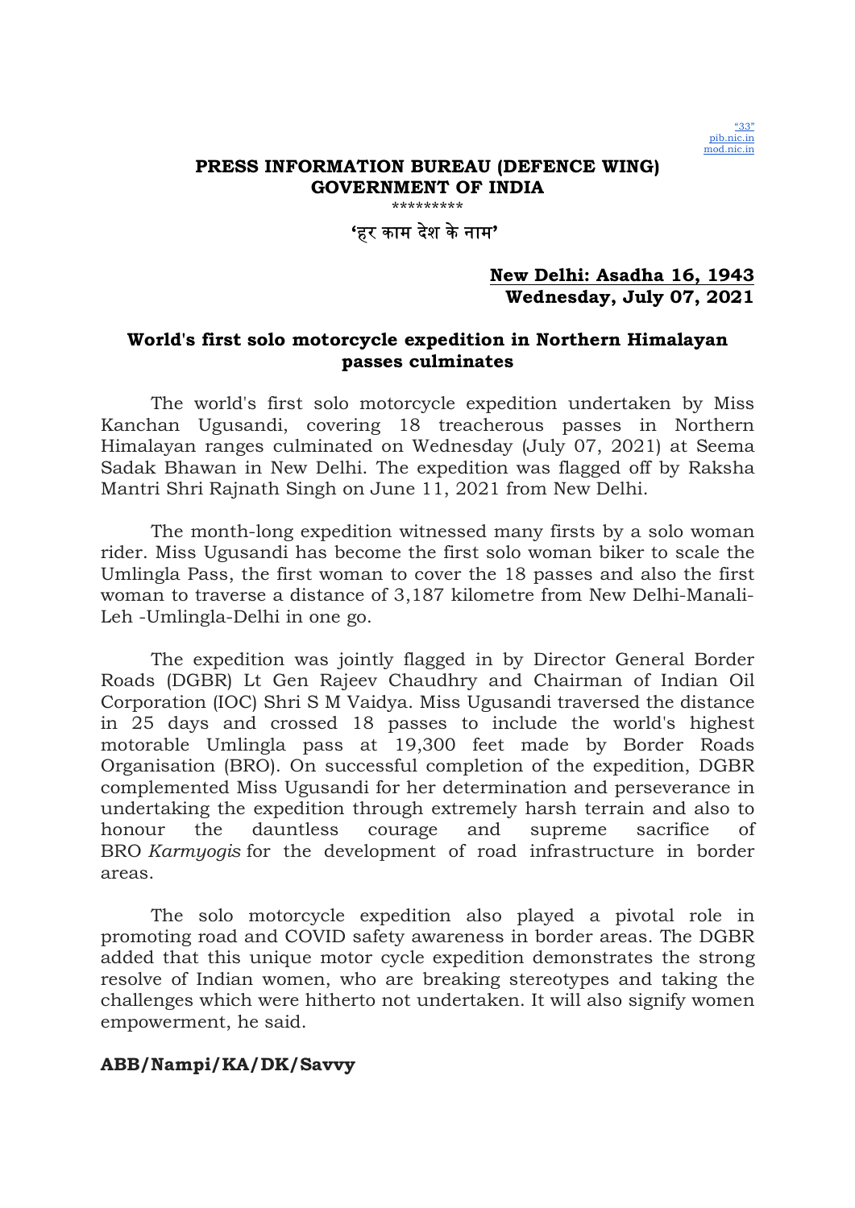"33"
pib.nic.in
mod.nic.in

**PRESS INFORMATION BUREAU (DEFENCE WING)**
**GOVERNMENT OF INDIA**

\*\*\*\*\*\*\*\*\*

**'हर काम देश के नाम'**

**New Delhi: Asadha 16, 1943**
**Wednesday, July 07, 2021**

## World's first solo motorcycle expedition in Northern Himalayan passes culminates

The world's first solo motorcycle expedition undertaken by Miss Kanchan Ugusandi, covering 18 treacherous passes in Northern Himalayan ranges culminated on Wednesday (July 07, 2021) at Seema Sadak Bhawan in New Delhi. The expedition was flagged off by Raksha Mantri Shri Rajnath Singh on June 11, 2021 from New Delhi.

The month-long expedition witnessed many firsts by a solo woman rider. Miss Ugusandi has become the first solo woman biker to scale the Umlingla Pass, the first woman to cover the 18 passes and also the first woman to traverse a distance of 3,187 kilometre from New Delhi-Manali-Leh -Umlingla-Delhi in one go.

The expedition was jointly flagged in by Director General Border Roads (DGBR) Lt Gen Rajeev Chaudhry and Chairman of Indian Oil Corporation (IOC) Shri S M Vaidya. Miss Ugusandi traversed the distance in 25 days and crossed 18 passes to include the world's highest motorable Umlingla pass at 19,300 feet made by Border Roads Organisation (BRO). On successful completion of the expedition, DGBR complemented Miss Ugusandi for her determination and perseverance in undertaking the expedition through extremely harsh terrain and also to honour the dauntless courage and supreme sacrifice of BRO *Karmyogis* for the development of road infrastructure in border areas.

The solo motorcycle expedition also played a pivotal role in promoting road and COVID safety awareness in border areas. The DGBR added that this unique motor cycle expedition demonstrates the strong resolve of Indian women, who are breaking stereotypes and taking the challenges which were hitherto not undertaken. It will also signify women empowerment, he said.

**ABB/Nampi/KA/DK/Savvy**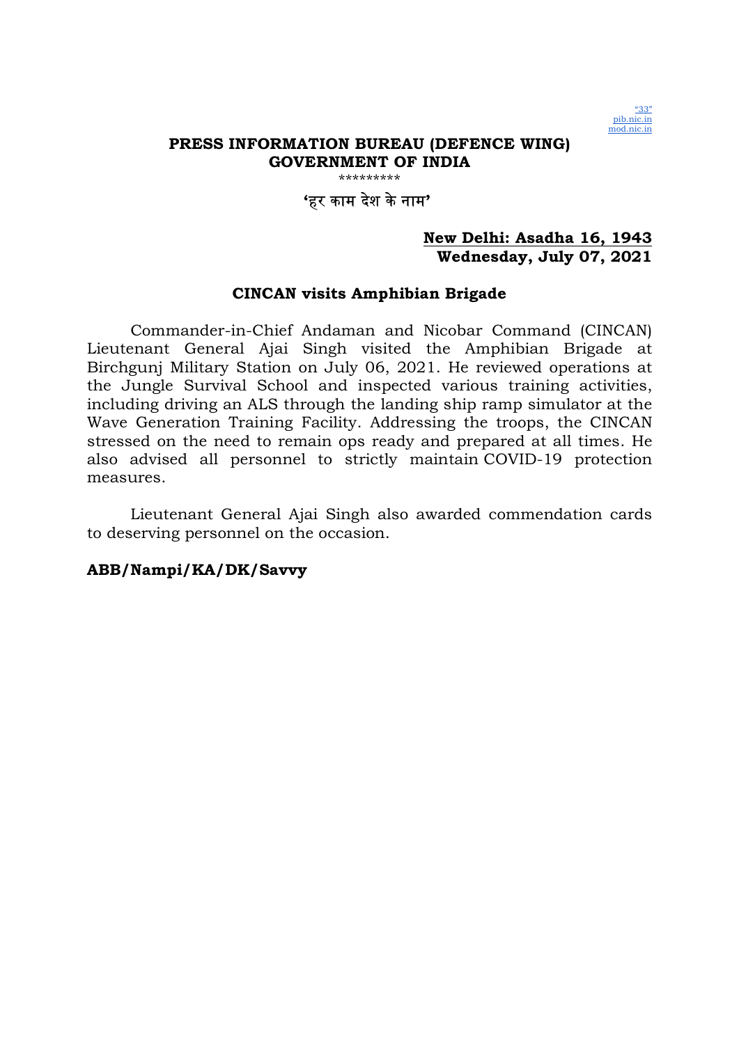"33"
pib.nic.in
mod.nic.in

**PRESS INFORMATION BUREAU (DEFENCE WING)**
**GOVERNMENT OF INDIA**

\*\*\*\*\*\*\*\*\*

**'हर काम देश के नाम'**

**New Delhi: Asadha 16, 1943**
**Wednesday, July 07, 2021**

## CINCAN visits Amphibian Brigade

Commander-in-Chief Andaman and Nicobar Command (CINCAN) Lieutenant General Ajai Singh visited the Amphibian Brigade at Birchgunj Military Station on July 06, 2021. He reviewed operations at the Jungle Survival School and inspected various training activities, including driving an ALS through the landing ship ramp simulator at the Wave Generation Training Facility. Addressing the troops, the CINCAN stressed on the need to remain ops ready and prepared at all times. He also advised all personnel to strictly maintain COVID-19 protection measures.

Lieutenant General Ajai Singh also awarded commendation cards to deserving personnel on the occasion.

**ABB/Nampi/KA/DK/Savvy**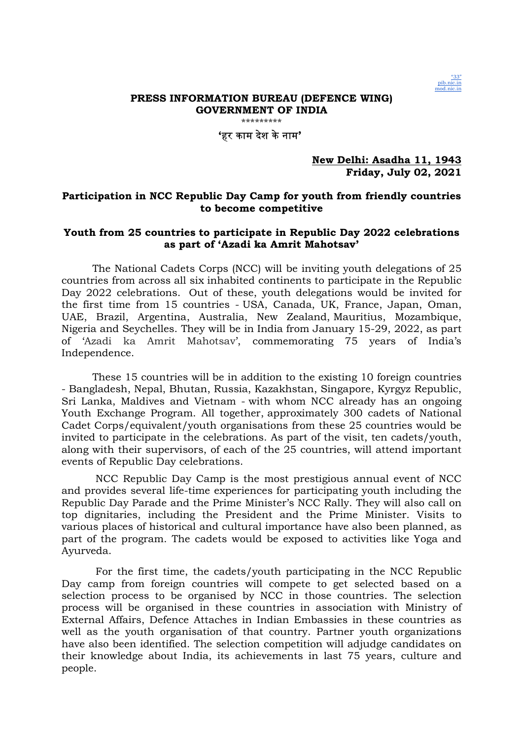"33"
pib.nic.in
mod.nic.in

**PRESS INFORMATION BUREAU (DEFENCE WING)**
**GOVERNMENT OF INDIA**

\*\*\*\*\*\*\*\*\*

**'हर काम देश के नाम'**

**New Delhi: Asadha 11, 1943**
**Friday, July 02, 2021**

## Participation in NCC Republic Day Camp for youth from friendly countries to become competitive

## Youth from 25 countries to participate in Republic Day 2022 celebrations as part of 'Azadi ka Amrit Mahotsav'

The National Cadets Corps (NCC) will be inviting youth delegations of 25 countries from across all six inhabited continents to participate in the Republic Day 2022 celebrations. Out of these, youth delegations would be invited for the first time from 15 countries - USA, Canada, UK, France, Japan, Oman, UAE, Brazil, Argentina, Australia, New Zealand, Mauritius, Mozambique, Nigeria and Seychelles. They will be in India from January 15-29, 2022, as part of 'Azadi ka Amrit Mahotsav', commemorating 75 years of India's Independence.

These 15 countries will be in addition to the existing 10 foreign countries - Bangladesh, Nepal, Bhutan, Russia, Kazakhstan, Singapore, Kyrgyz Republic, Sri Lanka, Maldives and Vietnam - with whom NCC already has an ongoing Youth Exchange Program. All together, approximately 300 cadets of National Cadet Corps/equivalent/youth organisations from these 25 countries would be invited to participate in the celebrations. As part of the visit, ten cadets/youth, along with their supervisors, of each of the 25 countries, will attend important events of Republic Day celebrations.

NCC Republic Day Camp is the most prestigious annual event of NCC and provides several life-time experiences for participating youth including the Republic Day Parade and the Prime Minister's NCC Rally. They will also call on top dignitaries, including the President and the Prime Minister. Visits to various places of historical and cultural importance have also been planned, as part of the program. The cadets would be exposed to activities like Yoga and Ayurveda.

For the first time, the cadets/youth participating in the NCC Republic Day camp from foreign countries will compete to get selected based on a selection process to be organised by NCC in those countries. The selection process will be organised in these countries in association with Ministry of External Affairs, Defence Attaches in Indian Embassies in these countries as well as the youth organisation of that country. Partner youth organizations have also been identified. The selection competition will adjudge candidates on their knowledge about India, its achievements in last 75 years, culture and people.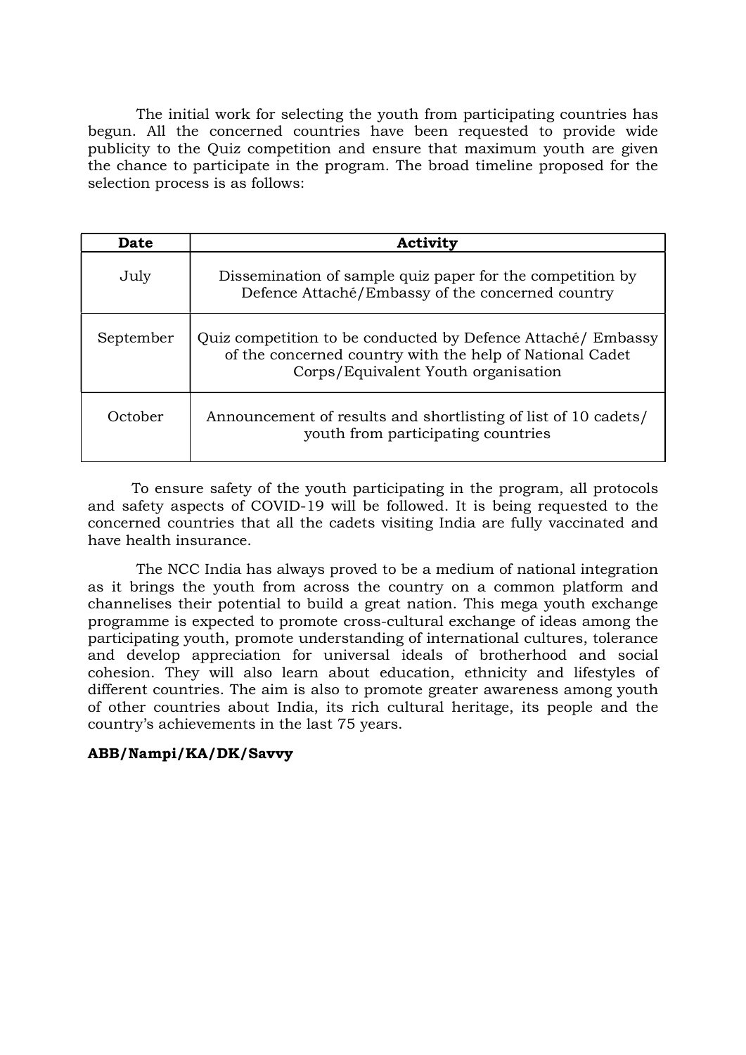The initial work for selecting the youth from participating countries has begun. All the concerned countries have been requested to provide wide publicity to the Quiz competition and ensure that maximum youth are given the chance to participate in the program. The broad timeline proposed for the selection process is as follows:

| Date | Activity |
| --- | --- |
| July | Dissemination of sample quiz paper for the competition by Defence Attaché/Embassy of the concerned country |
| September | Quiz competition to be conducted by Defence Attaché/ Embassy of the concerned country with the help of National Cadet Corps/Equivalent Youth organisation |
| October | Announcement of results and shortlisting of list of 10 cadets/ youth from participating countries |

To ensure safety of the youth participating in the program, all protocols and safety aspects of COVID-19 will be followed. It is being requested to the concerned countries that all the cadets visiting India are fully vaccinated and have health insurance.

The NCC India has always proved to be a medium of national integration as it brings the youth from across the country on a common platform and channelises their potential to build a great nation. This mega youth exchange programme is expected to promote cross-cultural exchange of ideas among the participating youth, promote understanding of international cultures, tolerance and develop appreciation for universal ideals of brotherhood and social cohesion. They will also learn about education, ethnicity and lifestyles of different countries. The aim is also to promote greater awareness among youth of other countries about India, its rich cultural heritage, its people and the country's achievements in the last 75 years.

**ABB/Nampi/KA/DK/Savvy**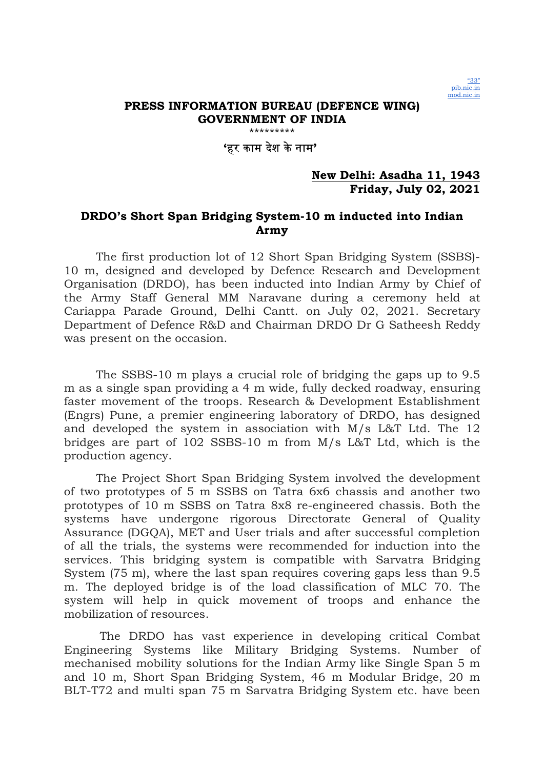"33"
pib.nic.in
mod.nic.in

**PRESS INFORMATION BUREAU (DEFENCE WING)**
**GOVERNMENT OF INDIA**

\*\*\*\*\*\*\*\*\*

**'हर काम देश के नाम'**

**New Delhi: Asadha 11, 1943**
**Friday, July 02, 2021**

## DRDO's Short Span Bridging System-10 m inducted into Indian Army

The first production lot of 12 Short Span Bridging System (SSBS)-10 m, designed and developed by Defence Research and Development Organisation (DRDO), has been inducted into Indian Army by Chief of the Army Staff General MM Naravane during a ceremony held at Cariappa Parade Ground, Delhi Cantt. on July 02, 2021. Secretary Department of Defence R&D and Chairman DRDO Dr G Satheesh Reddy was present on the occasion.

The SSBS-10 m plays a crucial role of bridging the gaps up to 9.5 m as a single span providing a 4 m wide, fully decked roadway, ensuring faster movement of the troops. Research & Development Establishment (Engrs) Pune, a premier engineering laboratory of DRDO, has designed and developed the system in association with M/s L&T Ltd. The 12 bridges are part of 102 SSBS-10 m from M/s L&T Ltd, which is the production agency.

The Project Short Span Bridging System involved the development of two prototypes of 5 m SSBS on Tatra 6x6 chassis and another two prototypes of 10 m SSBS on Tatra 8x8 re-engineered chassis. Both the systems have undergone rigorous Directorate General of Quality Assurance (DGQA), MET and User trials and after successful completion of all the trials, the systems were recommended for induction into the services. This bridging system is compatible with Sarvatra Bridging System (75 m), where the last span requires covering gaps less than 9.5 m. The deployed bridge is of the load classification of MLC 70. The system will help in quick movement of troops and enhance the mobilization of resources.

The DRDO has vast experience in developing critical Combat Engineering Systems like Military Bridging Systems. Number of mechanised mobility solutions for the Indian Army like Single Span 5 m and 10 m, Short Span Bridging System, 46 m Modular Bridge, 20 m BLT-T72 and multi span 75 m Sarvatra Bridging System etc. have been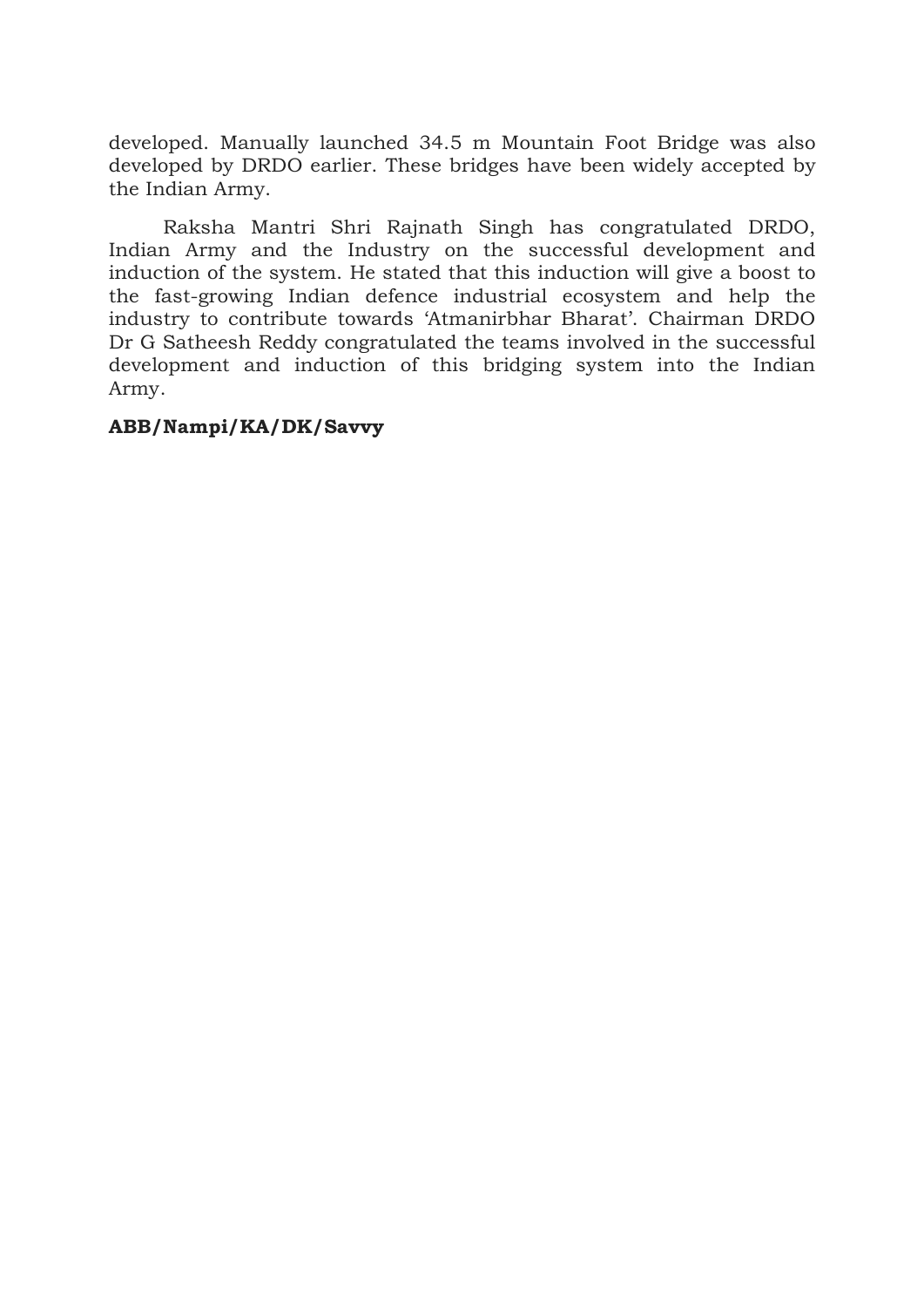developed. Manually launched 34.5 m Mountain Foot Bridge was also developed by DRDO earlier. These bridges have been widely accepted by the Indian Army.

Raksha Mantri Shri Rajnath Singh has congratulated DRDO, Indian Army and the Industry on the successful development and induction of the system. He stated that this induction will give a boost to the fast-growing Indian defence industrial ecosystem and help the industry to contribute towards 'Atmanirbhar Bharat'. Chairman DRDO Dr G Satheesh Reddy congratulated the teams involved in the successful development and induction of this bridging system into the Indian Army.

**ABB/Nampi/KA/DK/Savvy**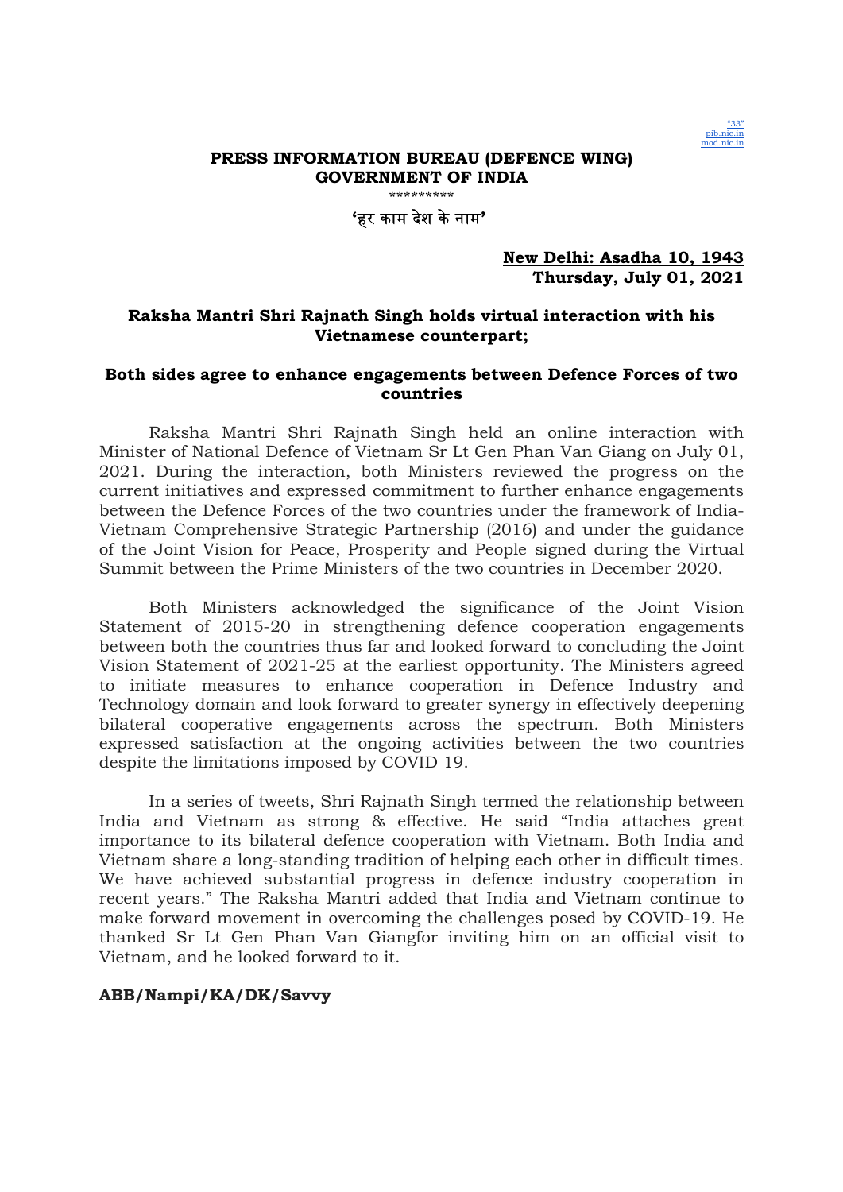**PRESS INFORMATION BUREAU (DEFENCE WING)**
**GOVERNMENT OF INDIA**

*********

**'हर काम देश के नाम'**

**New Delhi: Asadha 10, 1943**
**Thursday, July 01, 2021**

## Raksha Mantri Shri Rajnath Singh holds virtual interaction with his Vietnamese counterpart;

## Both sides agree to enhance engagements between Defence Forces of two countries

Raksha Mantri Shri Rajnath Singh held an online interaction with Minister of National Defence of Vietnam Sr Lt Gen Phan Van Giang on July 01, 2021. During the interaction, both Ministers reviewed the progress on the current initiatives and expressed commitment to further enhance engagements between the Defence Forces of the two countries under the framework of India-Vietnam Comprehensive Strategic Partnership (2016) and under the guidance of the Joint Vision for Peace, Prosperity and People signed during the Virtual Summit between the Prime Ministers of the two countries in December 2020.

Both Ministers acknowledged the significance of the Joint Vision Statement of 2015-20 in strengthening defence cooperation engagements between both the countries thus far and looked forward to concluding the Joint Vision Statement of 2021-25 at the earliest opportunity. The Ministers agreed to initiate measures to enhance cooperation in Defence Industry and Technology domain and look forward to greater synergy in effectively deepening bilateral cooperative engagements across the spectrum. Both Ministers expressed satisfaction at the ongoing activities between the two countries despite the limitations imposed by COVID 19.

In a series of tweets, Shri Rajnath Singh termed the relationship between India and Vietnam as strong & effective. He said "India attaches great importance to its bilateral defence cooperation with Vietnam. Both India and Vietnam share a long-standing tradition of helping each other in difficult times. We have achieved substantial progress in defence industry cooperation in recent years." The Raksha Mantri added that India and Vietnam continue to make forward movement in overcoming the challenges posed by COVID-19. He thanked Sr Lt Gen Phan Van Giangfor inviting him on an official visit to Vietnam, and he looked forward to it.

**ABB/Nampi/KA/DK/Savvy**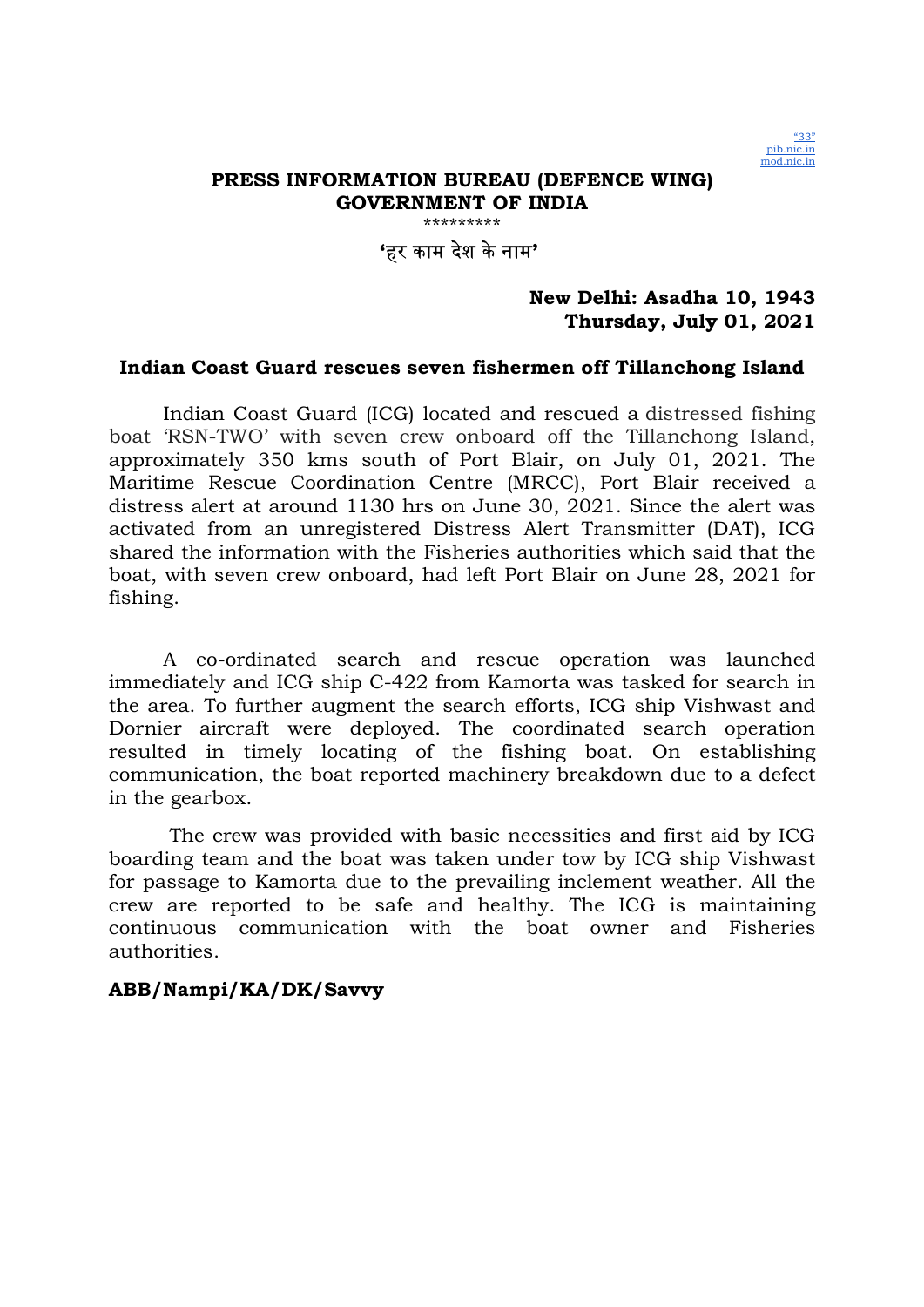"33"
pib.nic.in
mod.nic.in

**PRESS INFORMATION BUREAU (DEFENCE WING)**
**GOVERNMENT OF INDIA**

\*\*\*\*\*\*\*\*\*

**'हर काम देश के नाम'**

**New Delhi: Asadha 10, 1943**
**Thursday, July 01, 2021**

## Indian Coast Guard rescues seven fishermen off Tillanchong Island

Indian Coast Guard (ICG) located and rescued a distressed fishing boat 'RSN-TWO' with seven crew onboard off the Tillanchong Island, approximately 350 kms south of Port Blair, on July 01, 2021. The Maritime Rescue Coordination Centre (MRCC), Port Blair received a distress alert at around 1130 hrs on June 30, 2021. Since the alert was activated from an unregistered Distress Alert Transmitter (DAT), ICG shared the information with the Fisheries authorities which said that the boat, with seven crew onboard, had left Port Blair on June 28, 2021 for fishing.

A co-ordinated search and rescue operation was launched immediately and ICG ship C-422 from Kamorta was tasked for search in the area. To further augment the search efforts, ICG ship Vishwast and Dornier aircraft were deployed. The coordinated search operation resulted in timely locating of the fishing boat. On establishing communication, the boat reported machinery breakdown due to a defect in the gearbox.

The crew was provided with basic necessities and first aid by ICG boarding team and the boat was taken under tow by ICG ship Vishwast for passage to Kamorta due to the prevailing inclement weather. All the crew are reported to be safe and healthy. The ICG is maintaining continuous communication with the boat owner and Fisheries authorities.

**ABB/Nampi/KA/DK/Savvy**